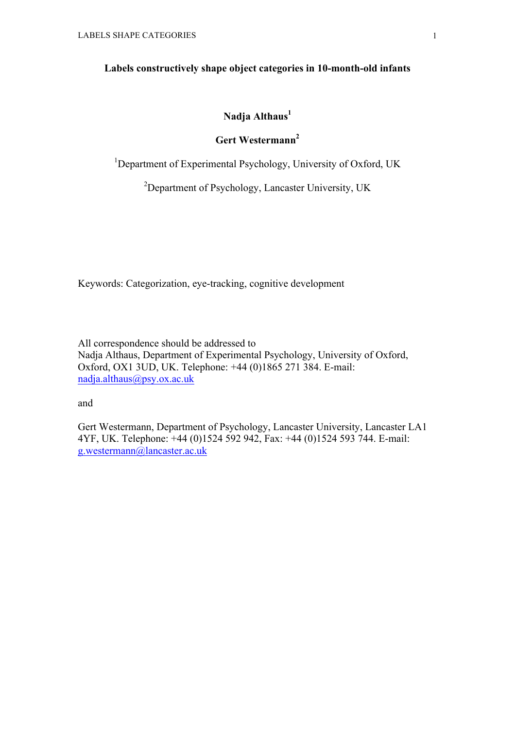# Labels constructively shape object categories in 10-month-old infants

**Nadja Althaus**[1]

**Gert Westermann**[2]

[1]Department of Experimental Psychology, University of Oxford, UK

[2]Department of Psychology, Lancaster University, UK

Keywords: Categorization, eye-tracking, cognitive development

All correspondence should be addressed to
Nadja Althaus, Department of Experimental Psychology, University of Oxford, Oxford, OX1 3UD, UK. Telephone: +44 (0)1865 271 384. E-mail: nadja.althaus@psy.ox.ac.uk

and

Gert Westermann, Department of Psychology, Lancaster University, Lancaster LA1 4YF, UK. Telephone: +44 (0)1524 592 942, Fax: +44 (0)1524 593 744. E-mail: g.westermann@lancaster.ac.uk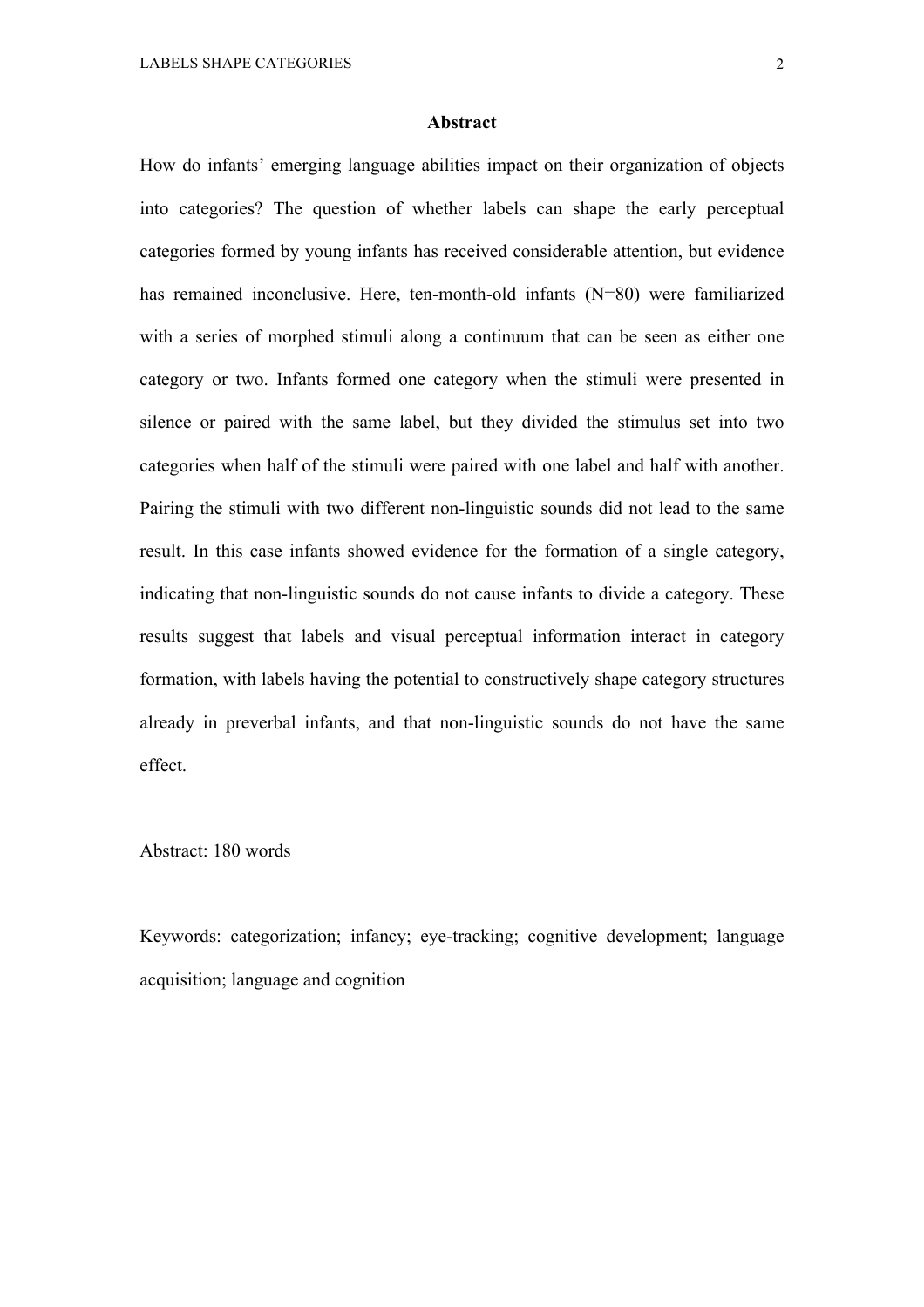## Abstract

How do infants' emerging language abilities impact on their organization of objects into categories? The question of whether labels can shape the early perceptual categories formed by young infants has received considerable attention, but evidence has remained inconclusive. Here, ten-month-old infants (N=80) were familiarized with a series of morphed stimuli along a continuum that can be seen as either one category or two. Infants formed one category when the stimuli were presented in silence or paired with the same label, but they divided the stimulus set into two categories when half of the stimuli were paired with one label and half with another. Pairing the stimuli with two different non-linguistic sounds did not lead to the same result. In this case infants showed evidence for the formation of a single category, indicating that non-linguistic sounds do not cause infants to divide a category. These results suggest that labels and visual perceptual information interact in category formation, with labels having the potential to constructively shape category structures already in preverbal infants, and that non-linguistic sounds do not have the same effect.

Abstract: 180 words

Keywords: categorization; infancy; eye-tracking; cognitive development; language acquisition; language and cognition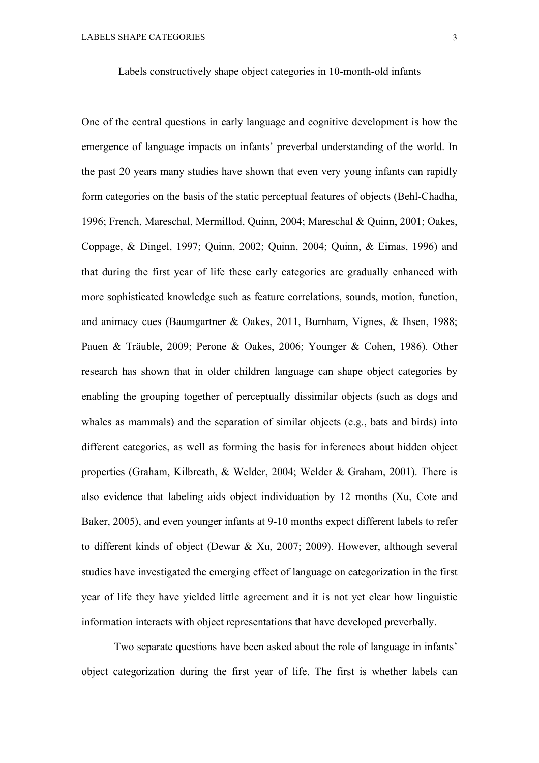# Labels constructively shape object categories in 10-month-old infants

One of the central questions in early language and cognitive development is how the emergence of language impacts on infants' preverbal understanding of the world. In the past 20 years many studies have shown that even very young infants can rapidly form categories on the basis of the static perceptual features of objects (Behl-Chadha, 1996; French, Mareschal, Mermillod, Quinn, 2004; Mareschal & Quinn, 2001; Oakes, Coppage, & Dingel, 1997; Quinn, 2002; Quinn, 2004; Quinn, & Eimas, 1996) and that during the first year of life these early categories are gradually enhanced with more sophisticated knowledge such as feature correlations, sounds, motion, function, and animacy cues (Baumgartner & Oakes, 2011, Burnham, Vignes, & Ihsen, 1988; Pauen & Träuble, 2009; Perone & Oakes, 2006; Younger & Cohen, 1986). Other research has shown that in older children language can shape object categories by enabling the grouping together of perceptually dissimilar objects (such as dogs and whales as mammals) and the separation of similar objects (e.g., bats and birds) into different categories, as well as forming the basis for inferences about hidden object properties (Graham, Kilbreath, & Welder, 2004; Welder & Graham, 2001). There is also evidence that labeling aids object individuation by 12 months (Xu, Cote and Baker, 2005), and even younger infants at 9-10 months expect different labels to refer to different kinds of object (Dewar & Xu, 2007; 2009). However, although several studies have investigated the emerging effect of language on categorization in the first year of life they have yielded little agreement and it is not yet clear how linguistic information interacts with object representations that have developed preverbally.

Two separate questions have been asked about the role of language in infants' object categorization during the first year of life. The first is whether labels can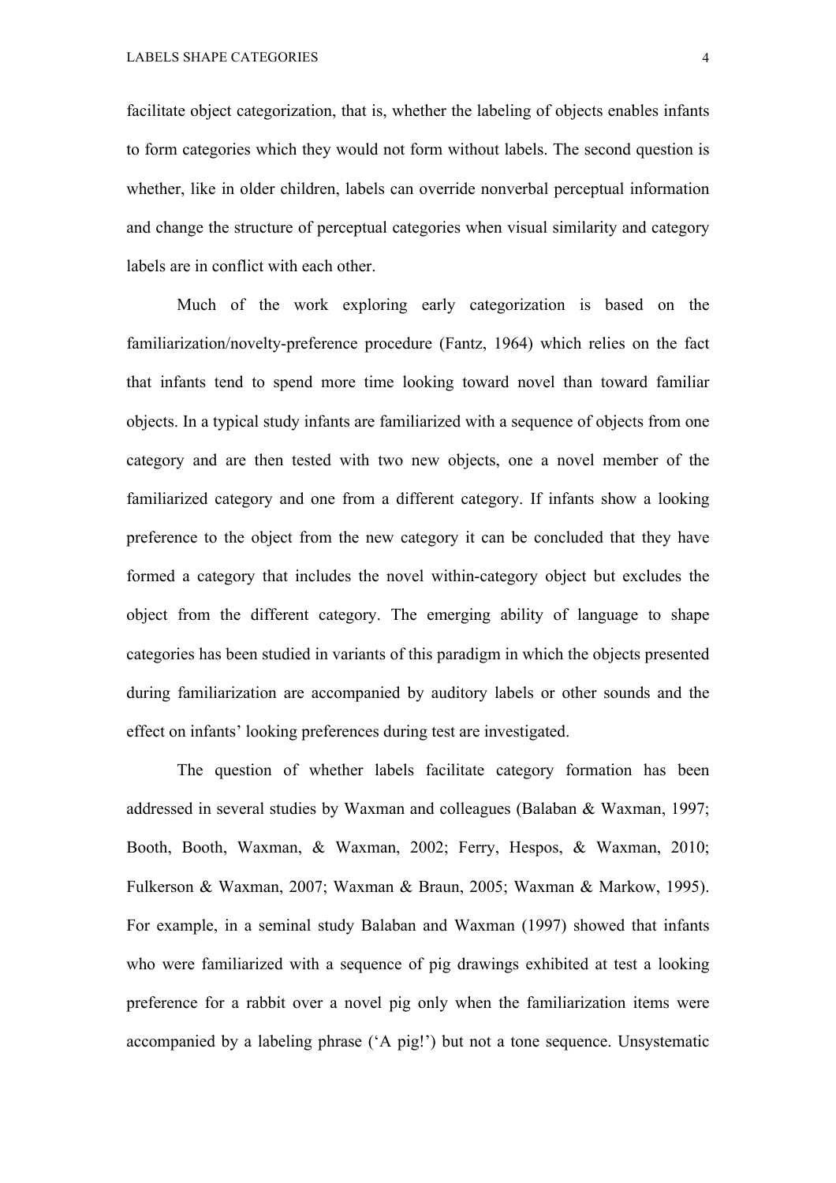facilitate object categorization, that is, whether the labeling of objects enables infants to form categories which they would not form without labels. The second question is whether, like in older children, labels can override nonverbal perceptual information and change the structure of perceptual categories when visual similarity and category labels are in conflict with each other.

Much of the work exploring early categorization is based on the familiarization/novelty-preference procedure (Fantz, 1964) which relies on the fact that infants tend to spend more time looking toward novel than toward familiar objects. In a typical study infants are familiarized with a sequence of objects from one category and are then tested with two new objects, one a novel member of the familiarized category and one from a different category. If infants show a looking preference to the object from the new category it can be concluded that they have formed a category that includes the novel within-category object but excludes the object from the different category. The emerging ability of language to shape categories has been studied in variants of this paradigm in which the objects presented during familiarization are accompanied by auditory labels or other sounds and the effect on infants' looking preferences during test are investigated.

The question of whether labels facilitate category formation has been addressed in several studies by Waxman and colleagues (Balaban & Waxman, 1997; Booth, Booth, Waxman, & Waxman, 2002; Ferry, Hespos, & Waxman, 2010; Fulkerson & Waxman, 2007; Waxman & Braun, 2005; Waxman & Markow, 1995). For example, in a seminal study Balaban and Waxman (1997) showed that infants who were familiarized with a sequence of pig drawings exhibited at test a looking preference for a rabbit over a novel pig only when the familiarization items were accompanied by a labeling phrase ('A pig!') but not a tone sequence. Unsystematic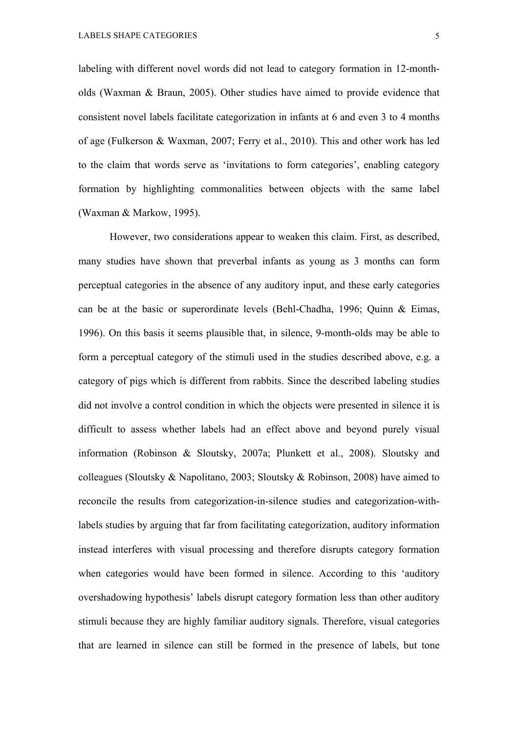labeling with different novel words did not lead to category formation in 12-month-olds (Waxman & Braun, 2005). Other studies have aimed to provide evidence that consistent novel labels facilitate categorization in infants at 6 and even 3 to 4 months of age (Fulkerson & Waxman, 2007; Ferry et al., 2010). This and other work has led to the claim that words serve as 'invitations to form categories', enabling category formation by highlighting commonalities between objects with the same label (Waxman & Markow, 1995).

However, two considerations appear to weaken this claim. First, as described, many studies have shown that preverbal infants as young as 3 months can form perceptual categories in the absence of any auditory input, and these early categories can be at the basic or superordinate levels (Behl-Chadha, 1996; Quinn & Eimas, 1996). On this basis it seems plausible that, in silence, 9-month-olds may be able to form a perceptual category of the stimuli used in the studies described above, e.g. a category of pigs which is different from rabbits. Since the described labeling studies did not involve a control condition in which the objects were presented in silence it is difficult to assess whether labels had an effect above and beyond purely visual information (Robinson & Sloutsky, 2007a; Plunkett et al., 2008). Sloutsky and colleagues (Sloutsky & Napolitano, 2003; Sloutsky & Robinson, 2008) have aimed to reconcile the results from categorization-in-silence studies and categorization-with-labels studies by arguing that far from facilitating categorization, auditory information instead interferes with visual processing and therefore disrupts category formation when categories would have been formed in silence. According to this 'auditory overshadowing hypothesis' labels disrupt category formation less than other auditory stimuli because they are highly familiar auditory signals. Therefore, visual categories that are learned in silence can still be formed in the presence of labels, but tone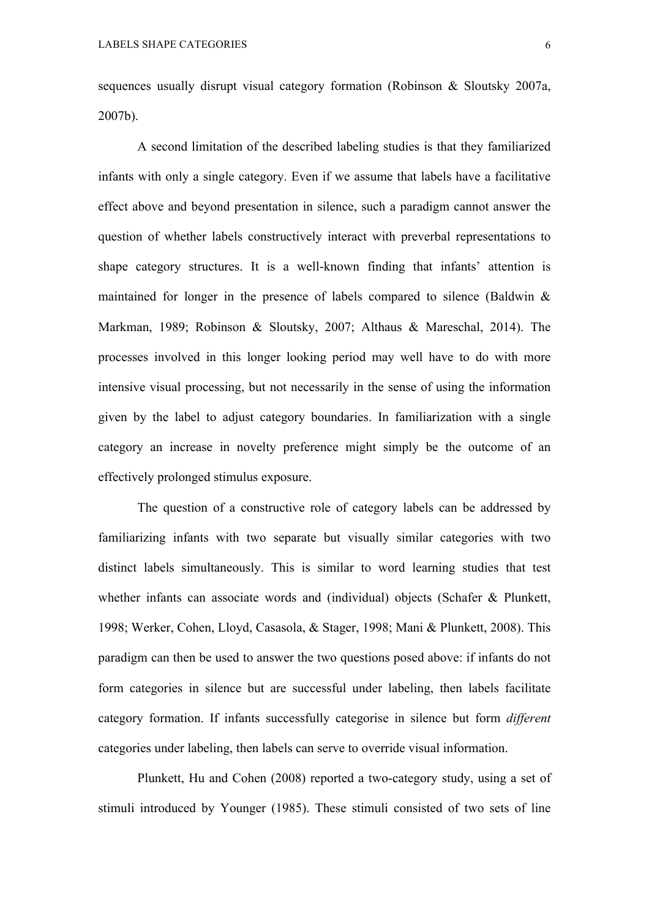sequences usually disrupt visual category formation (Robinson & Sloutsky 2007a, 2007b).

A second limitation of the described labeling studies is that they familiarized infants with only a single category. Even if we assume that labels have a facilitative effect above and beyond presentation in silence, such a paradigm cannot answer the question of whether labels constructively interact with preverbal representations to shape category structures. It is a well-known finding that infants' attention is maintained for longer in the presence of labels compared to silence (Baldwin & Markman, 1989; Robinson & Sloutsky, 2007; Althaus & Mareschal, 2014). The processes involved in this longer looking period may well have to do with more intensive visual processing, but not necessarily in the sense of using the information given by the label to adjust category boundaries. In familiarization with a single category an increase in novelty preference might simply be the outcome of an effectively prolonged stimulus exposure.

The question of a constructive role of category labels can be addressed by familiarizing infants with two separate but visually similar categories with two distinct labels simultaneously. This is similar to word learning studies that test whether infants can associate words and (individual) objects (Schafer & Plunkett, 1998; Werker, Cohen, Lloyd, Casasola, & Stager, 1998; Mani & Plunkett, 2008). This paradigm can then be used to answer the two questions posed above: if infants do not form categories in silence but are successful under labeling, then labels facilitate category formation. If infants successfully categorise in silence but form *different* categories under labeling, then labels can serve to override visual information.

Plunkett, Hu and Cohen (2008) reported a two-category study, using a set of stimuli introduced by Younger (1985). These stimuli consisted of two sets of line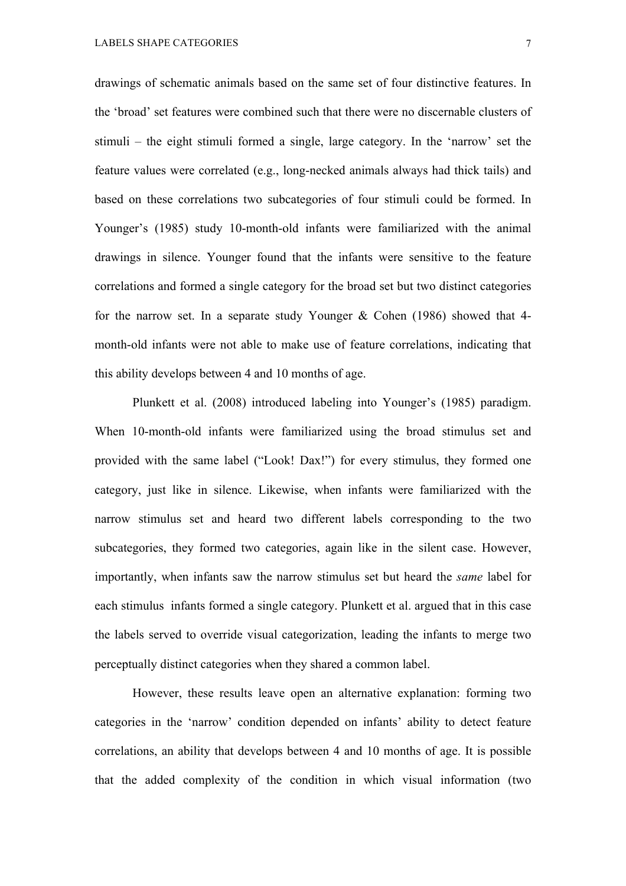drawings of schematic animals based on the same set of four distinctive features. In the 'broad' set features were combined such that there were no discernable clusters of stimuli – the eight stimuli formed a single, large category. In the 'narrow' set the feature values were correlated (e.g., long-necked animals always had thick tails) and based on these correlations two subcategories of four stimuli could be formed. In Younger's (1985) study 10-month-old infants were familiarized with the animal drawings in silence. Younger found that the infants were sensitive to the feature correlations and formed a single category for the broad set but two distinct categories for the narrow set. In a separate study Younger & Cohen (1986) showed that 4-month-old infants were not able to make use of feature correlations, indicating that this ability develops between 4 and 10 months of age.

Plunkett et al. (2008) introduced labeling into Younger's (1985) paradigm. When 10-month-old infants were familiarized using the broad stimulus set and provided with the same label ("Look! Dax!") for every stimulus, they formed one category, just like in silence. Likewise, when infants were familiarized with the narrow stimulus set and heard two different labels corresponding to the two subcategories, they formed two categories, again like in the silent case. However, importantly, when infants saw the narrow stimulus set but heard the *same* label for each stimulus infants formed a single category. Plunkett et al. argued that in this case the labels served to override visual categorization, leading the infants to merge two perceptually distinct categories when they shared a common label.

However, these results leave open an alternative explanation: forming two categories in the 'narrow' condition depended on infants' ability to detect feature correlations, an ability that develops between 4 and 10 months of age. It is possible that the added complexity of the condition in which visual information (two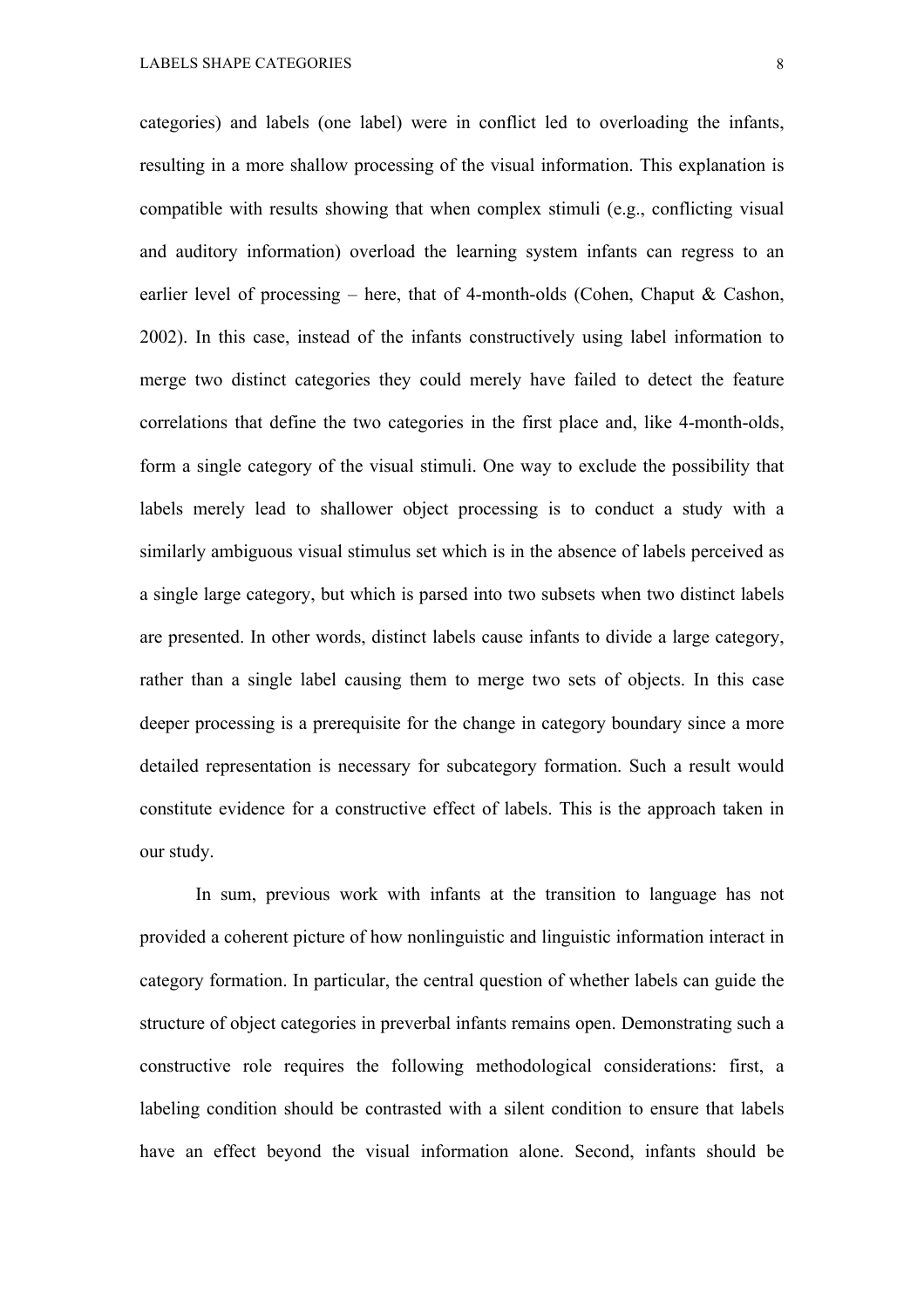categories) and labels (one label) were in conflict led to overloading the infants, resulting in a more shallow processing of the visual information. This explanation is compatible with results showing that when complex stimuli (e.g., conflicting visual and auditory information) overload the learning system infants can regress to an earlier level of processing – here, that of 4-month-olds (Cohen, Chaput & Cashon, 2002). In this case, instead of the infants constructively using label information to merge two distinct categories they could merely have failed to detect the feature correlations that define the two categories in the first place and, like 4-month-olds, form a single category of the visual stimuli. One way to exclude the possibility that labels merely lead to shallower object processing is to conduct a study with a similarly ambiguous visual stimulus set which is in the absence of labels perceived as a single large category, but which is parsed into two subsets when two distinct labels are presented. In other words, distinct labels cause infants to divide a large category, rather than a single label causing them to merge two sets of objects. In this case deeper processing is a prerequisite for the change in category boundary since a more detailed representation is necessary for subcategory formation. Such a result would constitute evidence for a constructive effect of labels. This is the approach taken in our study.

In sum, previous work with infants at the transition to language has not provided a coherent picture of how nonlinguistic and linguistic information interact in category formation. In particular, the central question of whether labels can guide the structure of object categories in preverbal infants remains open. Demonstrating such a constructive role requires the following methodological considerations: first, a labeling condition should be contrasted with a silent condition to ensure that labels have an effect beyond the visual information alone. Second, infants should be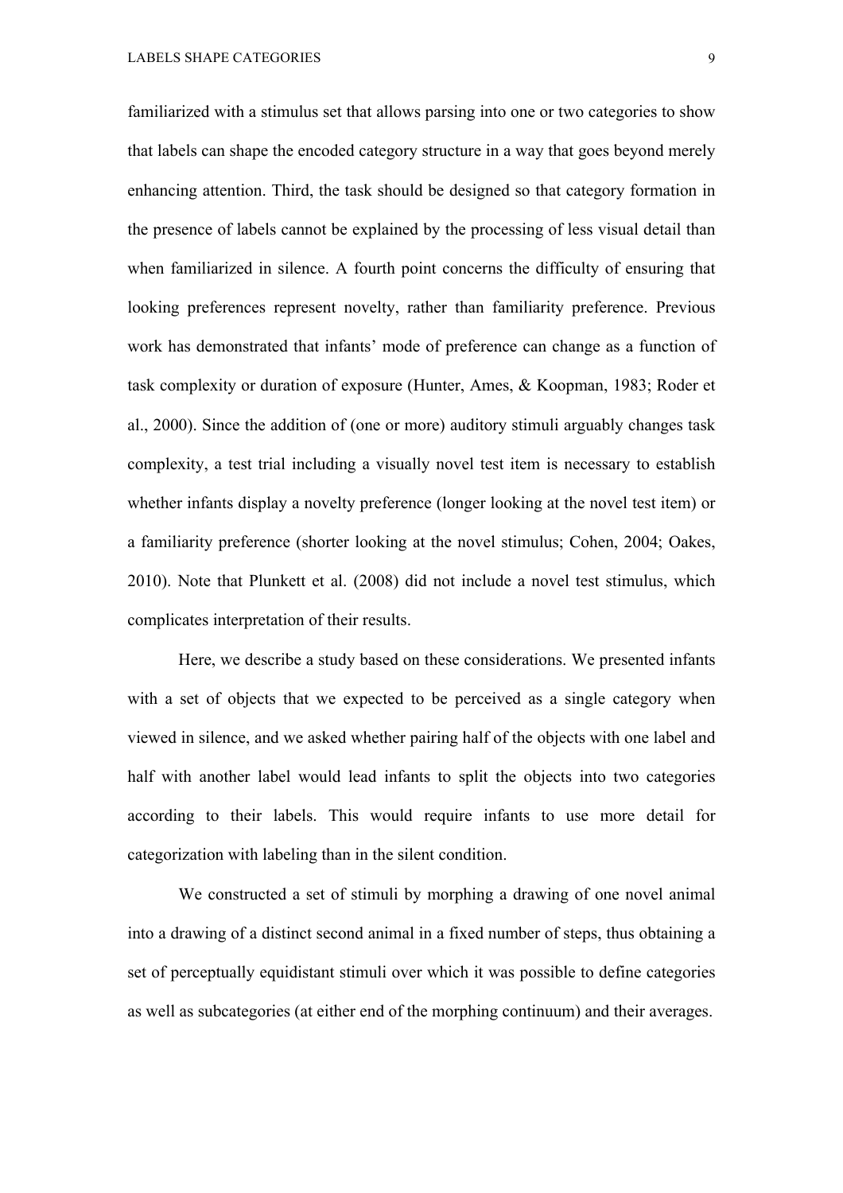familiarized with a stimulus set that allows parsing into one or two categories to show that labels can shape the encoded category structure in a way that goes beyond merely enhancing attention. Third, the task should be designed so that category formation in the presence of labels cannot be explained by the processing of less visual detail than when familiarized in silence. A fourth point concerns the difficulty of ensuring that looking preferences represent novelty, rather than familiarity preference. Previous work has demonstrated that infants' mode of preference can change as a function of task complexity or duration of exposure (Hunter, Ames, & Koopman, 1983; Roder et al., 2000). Since the addition of (one or more) auditory stimuli arguably changes task complexity, a test trial including a visually novel test item is necessary to establish whether infants display a novelty preference (longer looking at the novel test item) or a familiarity preference (shorter looking at the novel stimulus; Cohen, 2004; Oakes, 2010). Note that Plunkett et al. (2008) did not include a novel test stimulus, which complicates interpretation of their results.

Here, we describe a study based on these considerations. We presented infants with a set of objects that we expected to be perceived as a single category when viewed in silence, and we asked whether pairing half of the objects with one label and half with another label would lead infants to split the objects into two categories according to their labels. This would require infants to use more detail for categorization with labeling than in the silent condition.

We constructed a set of stimuli by morphing a drawing of one novel animal into a drawing of a distinct second animal in a fixed number of steps, thus obtaining a set of perceptually equidistant stimuli over which it was possible to define categories as well as subcategories (at either end of the morphing continuum) and their averages.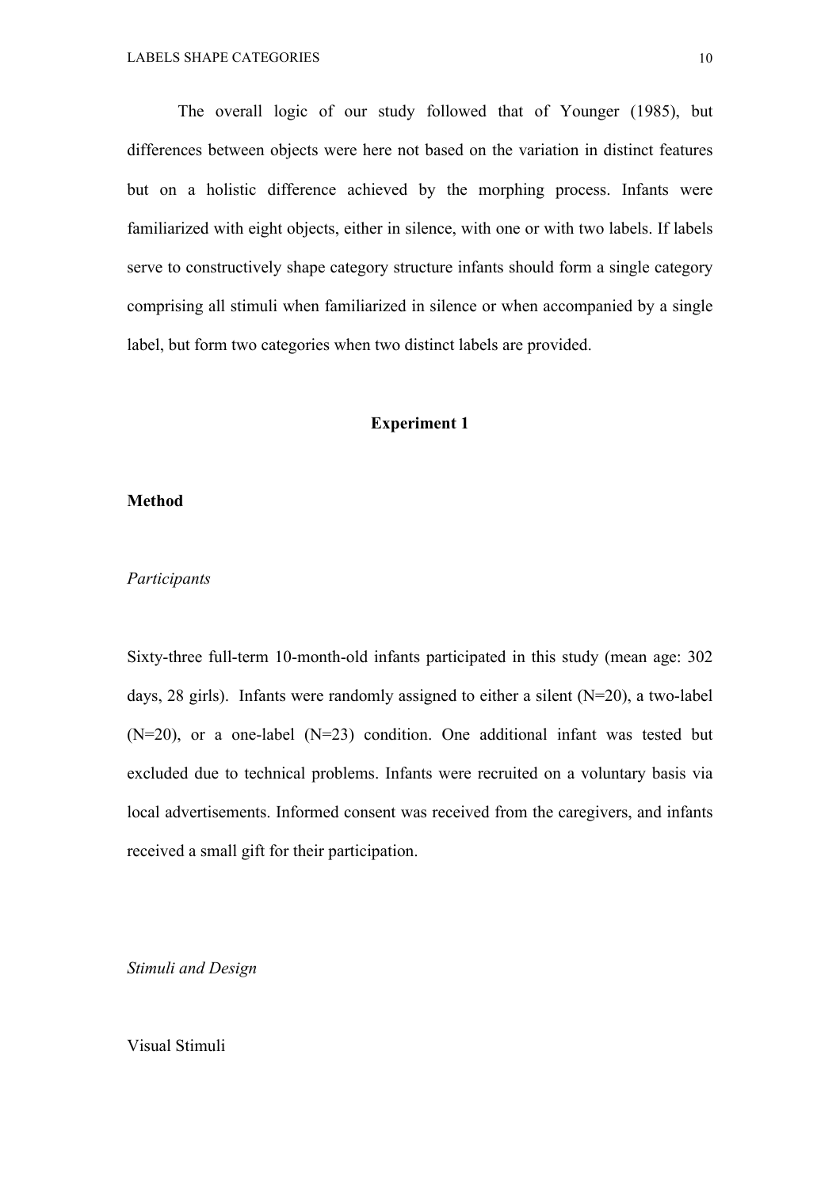The overall logic of our study followed that of Younger (1985), but differences between objects were here not based on the variation in distinct features but on a holistic difference achieved by the morphing process. Infants were familiarized with eight objects, either in silence, with one or with two labels. If labels serve to constructively shape category structure infants should form a single category comprising all stimuli when familiarized in silence or when accompanied by a single label, but form two categories when two distinct labels are provided.

## Experiment 1

### Method

#### *Participants*

Sixty-three full-term 10-month-old infants participated in this study (mean age: 302 days, 28 girls). Infants were randomly assigned to either a silent (N=20), a two-label (N=20), or a one-label (N=23) condition. One additional infant was tested but excluded due to technical problems. Infants were recruited on a voluntary basis via local advertisements. Informed consent was received from the caregivers, and infants received a small gift for their participation.

#### *Stimuli and Design*

Visual Stimuli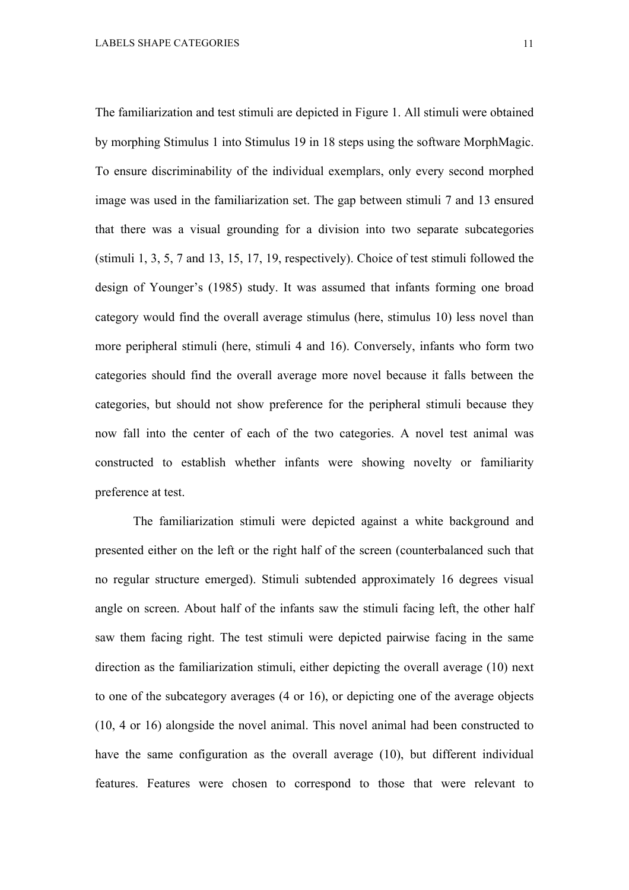The familiarization and test stimuli are depicted in Figure 1. All stimuli were obtained by morphing Stimulus 1 into Stimulus 19 in 18 steps using the software MorphMagic. To ensure discriminability of the individual exemplars, only every second morphed image was used in the familiarization set. The gap between stimuli 7 and 13 ensured that there was a visual grounding for a division into two separate subcategories (stimuli 1, 3, 5, 7 and 13, 15, 17, 19, respectively). Choice of test stimuli followed the design of Younger's (1985) study. It was assumed that infants forming one broad category would find the overall average stimulus (here, stimulus 10) less novel than more peripheral stimuli (here, stimuli 4 and 16). Conversely, infants who form two categories should find the overall average more novel because it falls between the categories, but should not show preference for the peripheral stimuli because they now fall into the center of each of the two categories. A novel test animal was constructed to establish whether infants were showing novelty or familiarity preference at test.

The familiarization stimuli were depicted against a white background and presented either on the left or the right half of the screen (counterbalanced such that no regular structure emerged). Stimuli subtended approximately 16 degrees visual angle on screen. About half of the infants saw the stimuli facing left, the other half saw them facing right. The test stimuli were depicted pairwise facing in the same direction as the familiarization stimuli, either depicting the overall average (10) next to one of the subcategory averages (4 or 16), or depicting one of the average objects (10, 4 or 16) alongside the novel animal. This novel animal had been constructed to have the same configuration as the overall average (10), but different individual features. Features were chosen to correspond to those that were relevant to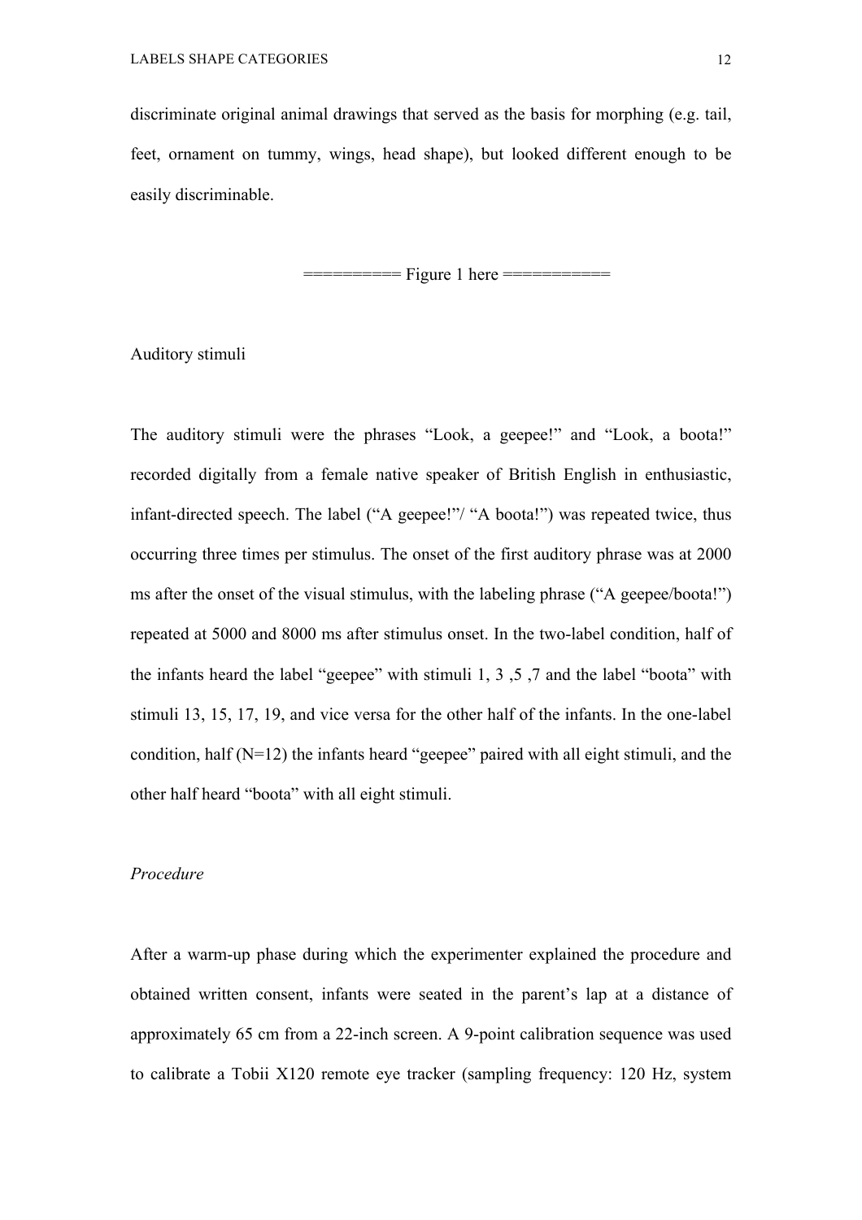discriminate original animal drawings that served as the basis for morphing (e.g. tail, feet, ornament on tummy, wings, head shape), but looked different enough to be easily discriminable.

========== Figure 1 here ===========

Auditory stimuli

The auditory stimuli were the phrases "Look, a geepee!" and "Look, a boota!" recorded digitally from a female native speaker of British English in enthusiastic, infant-directed speech. The label ("A geepee!"/ "A boota!") was repeated twice, thus occurring three times per stimulus. The onset of the first auditory phrase was at 2000 ms after the onset of the visual stimulus, with the labeling phrase ("A geepee/boota!") repeated at 5000 and 8000 ms after stimulus onset. In the two-label condition, half of the infants heard the label "geepee" with stimuli 1, 3 ,5 ,7 and the label "boota" with stimuli 13, 15, 17, 19, and vice versa for the other half of the infants. In the one-label condition, half (N=12) the infants heard "geepee" paired with all eight stimuli, and the other half heard "boota" with all eight stimuli.

*Procedure*

After a warm-up phase during which the experimenter explained the procedure and obtained written consent, infants were seated in the parent's lap at a distance of approximately 65 cm from a 22-inch screen. A 9-point calibration sequence was used to calibrate a Tobii X120 remote eye tracker (sampling frequency: 120 Hz, system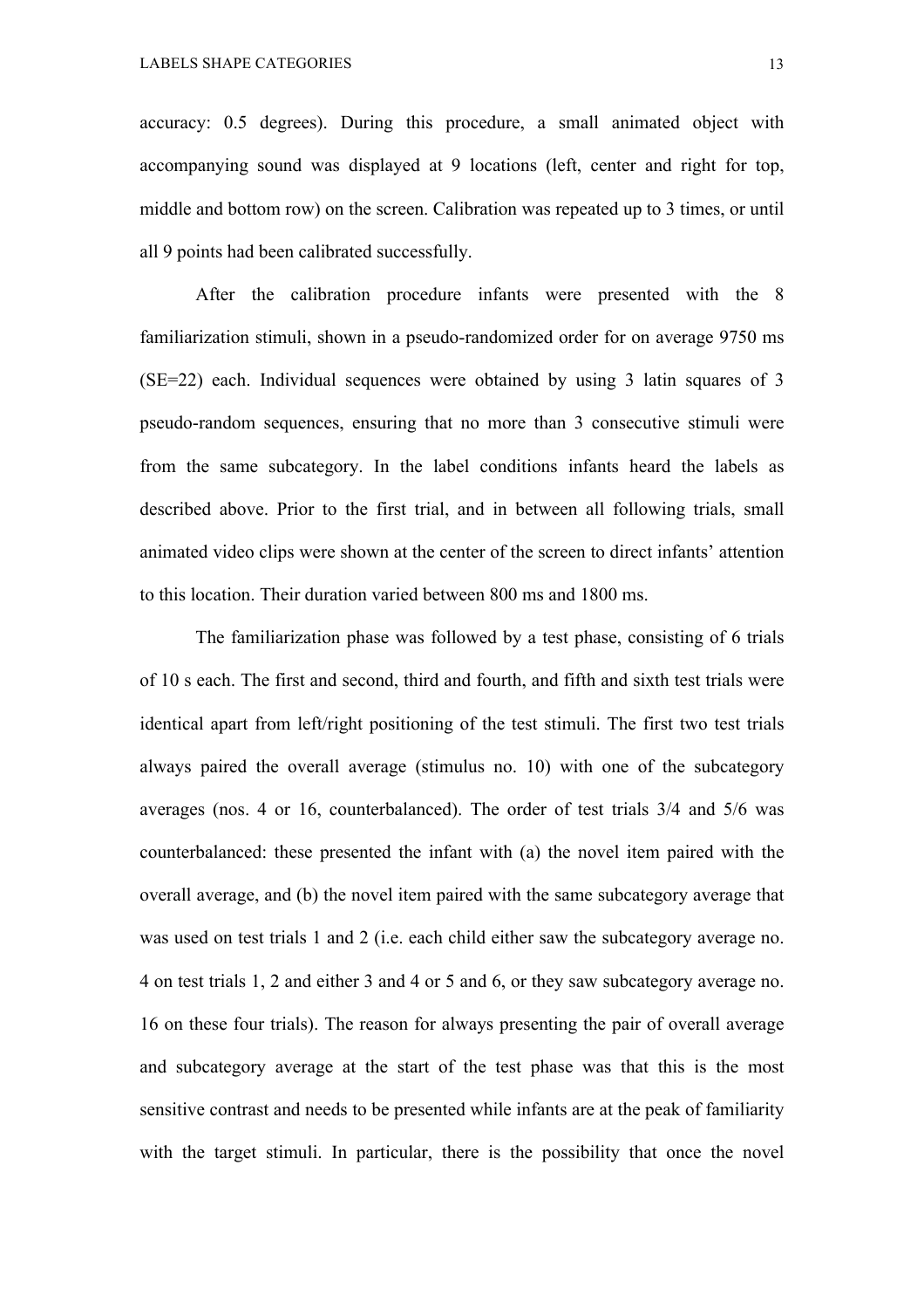accuracy: 0.5 degrees). During this procedure, a small animated object with accompanying sound was displayed at 9 locations (left, center and right for top, middle and bottom row) on the screen. Calibration was repeated up to 3 times, or until all 9 points had been calibrated successfully.

After the calibration procedure infants were presented with the 8 familiarization stimuli, shown in a pseudo-randomized order for on average 9750 ms (SE=22) each. Individual sequences were obtained by using 3 latin squares of 3 pseudo-random sequences, ensuring that no more than 3 consecutive stimuli were from the same subcategory. In the label conditions infants heard the labels as described above. Prior to the first trial, and in between all following trials, small animated video clips were shown at the center of the screen to direct infants' attention to this location. Their duration varied between 800 ms and 1800 ms.

The familiarization phase was followed by a test phase, consisting of 6 trials of 10 s each. The first and second, third and fourth, and fifth and sixth test trials were identical apart from left/right positioning of the test stimuli. The first two test trials always paired the overall average (stimulus no. 10) with one of the subcategory averages (nos. 4 or 16, counterbalanced). The order of test trials 3/4 and 5/6 was counterbalanced: these presented the infant with (a) the novel item paired with the overall average, and (b) the novel item paired with the same subcategory average that was used on test trials 1 and 2 (i.e. each child either saw the subcategory average no. 4 on test trials 1, 2 and either 3 and 4 or 5 and 6, or they saw subcategory average no. 16 on these four trials). The reason for always presenting the pair of overall average and subcategory average at the start of the test phase was that this is the most sensitive contrast and needs to be presented while infants are at the peak of familiarity with the target stimuli. In particular, there is the possibility that once the novel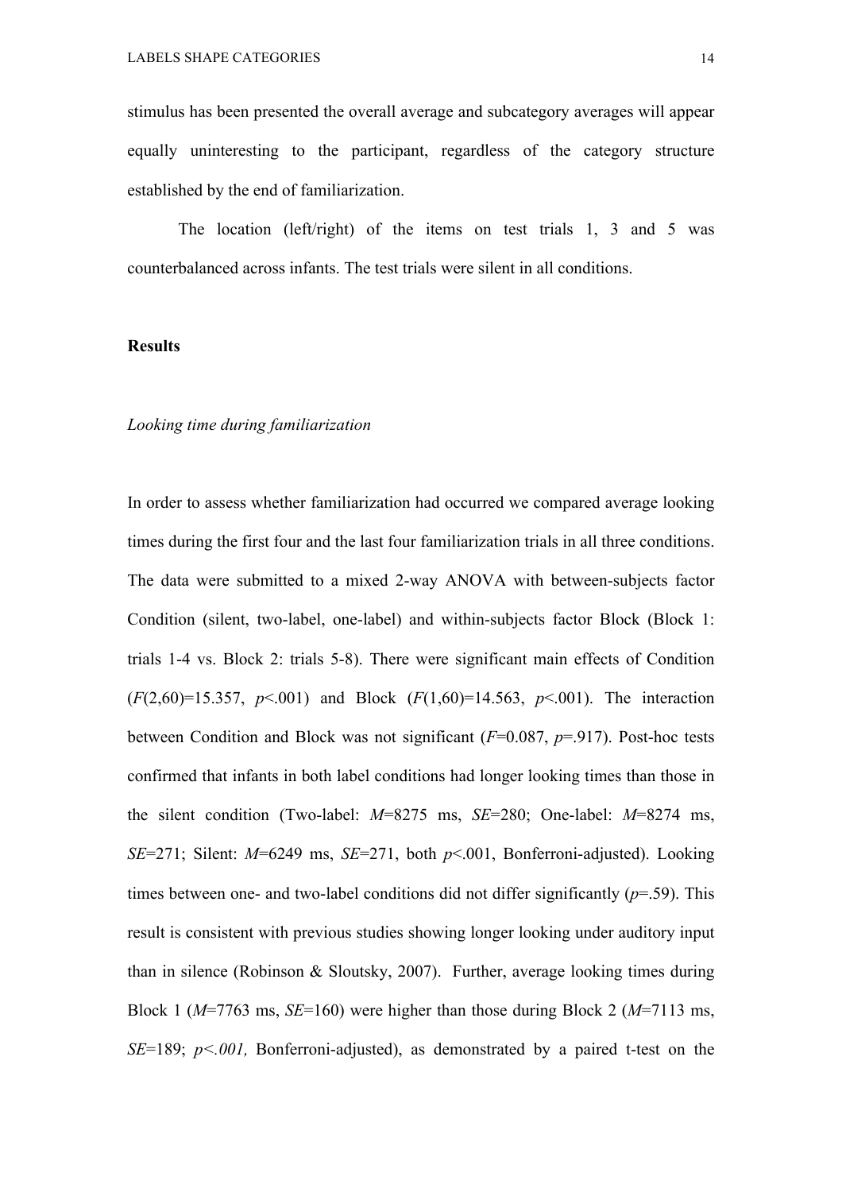stimulus has been presented the overall average and subcategory averages will appear equally uninteresting to the participant, regardless of the category structure established by the end of familiarization.

The location (left/right) of the items on test trials 1, 3 and 5 was counterbalanced across infants. The test trials were silent in all conditions.

## Results

### *Looking time during familiarization*

In order to assess whether familiarization had occurred we compared average looking times during the first four and the last four familiarization trials in all three conditions. The data were submitted to a mixed 2-way ANOVA with between-subjects factor Condition (silent, two-label, one-label) and within-subjects factor Block (Block 1: trials 1-4 vs. Block 2: trials 5-8). There were significant main effects of Condition ($F(2,60)=15.357$, $p<.001$) and Block ($F(1,60)=14.563$, $p<.001$). The interaction between Condition and Block was not significant ($F=0.087$, $p=.917$). Post-hoc tests confirmed that infants in both label conditions had longer looking times than those in the silent condition (Two-label: $M=8275$ ms, $SE=280$; One-label: $M=8274$ ms, $SE=271$; Silent: $M=6249$ ms, $SE=271$, both $p<.001$, Bonferroni-adjusted). Looking times between one- and two-label conditions did not differ significantly ($p=.59$). This result is consistent with previous studies showing longer looking under auditory input than in silence (Robinson & Sloutsky, 2007). Further, average looking times during Block 1 ($M=7763$ ms, $SE=160$) were higher than those during Block 2 ($M=7113$ ms, $SE=189$; $p<.001$, Bonferroni-adjusted), as demonstrated by a paired t-test on the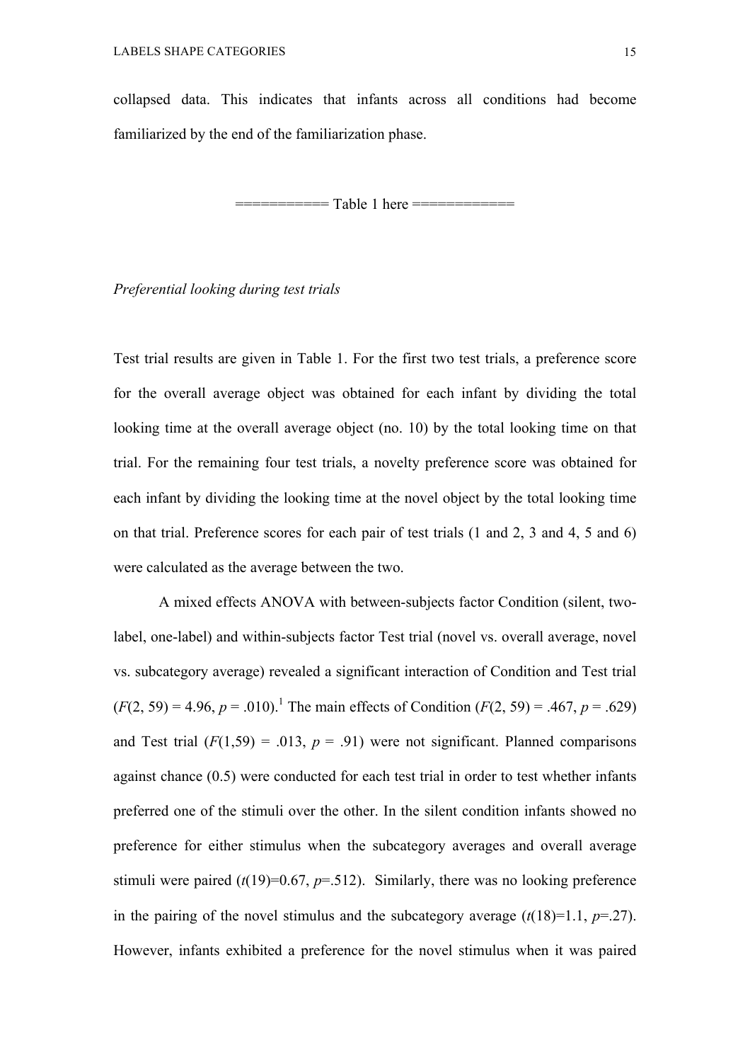collapsed data. This indicates that infants across all conditions had become familiarized by the end of the familiarization phase.

=========== Table 1 here ============

*Preferential looking during test trials*

Test trial results are given in Table 1. For the first two test trials, a preference score for the overall average object was obtained for each infant by dividing the total looking time at the overall average object (no. 10) by the total looking time on that trial. For the remaining four test trials, a novelty preference score was obtained for each infant by dividing the looking time at the novel object by the total looking time on that trial. Preference scores for each pair of test trials (1 and 2, 3 and 4, 5 and 6) were calculated as the average between the two.

A mixed effects ANOVA with between-subjects factor Condition (silent, two-label, one-label) and within-subjects factor Test trial (novel vs. overall average, novel vs. subcategory average) revealed a significant interaction of Condition and Test trial ($F(2, 59) = 4.96$, $p = .010$).[1] The main effects of Condition ($F(2, 59) = .467$, $p = .629$) and Test trial ($F(1,59) = .013$, $p = .91$) were not significant. Planned comparisons against chance (0.5) were conducted for each test trial in order to test whether infants preferred one of the stimuli over the other. In the silent condition infants showed no preference for either stimulus when the subcategory averages and overall average stimuli were paired ($t(19)=0.67$, $p=.512$). Similarly, there was no looking preference in the pairing of the novel stimulus and the subcategory average ($t(18)=1.1$, $p=.27$). However, infants exhibited a preference for the novel stimulus when it was paired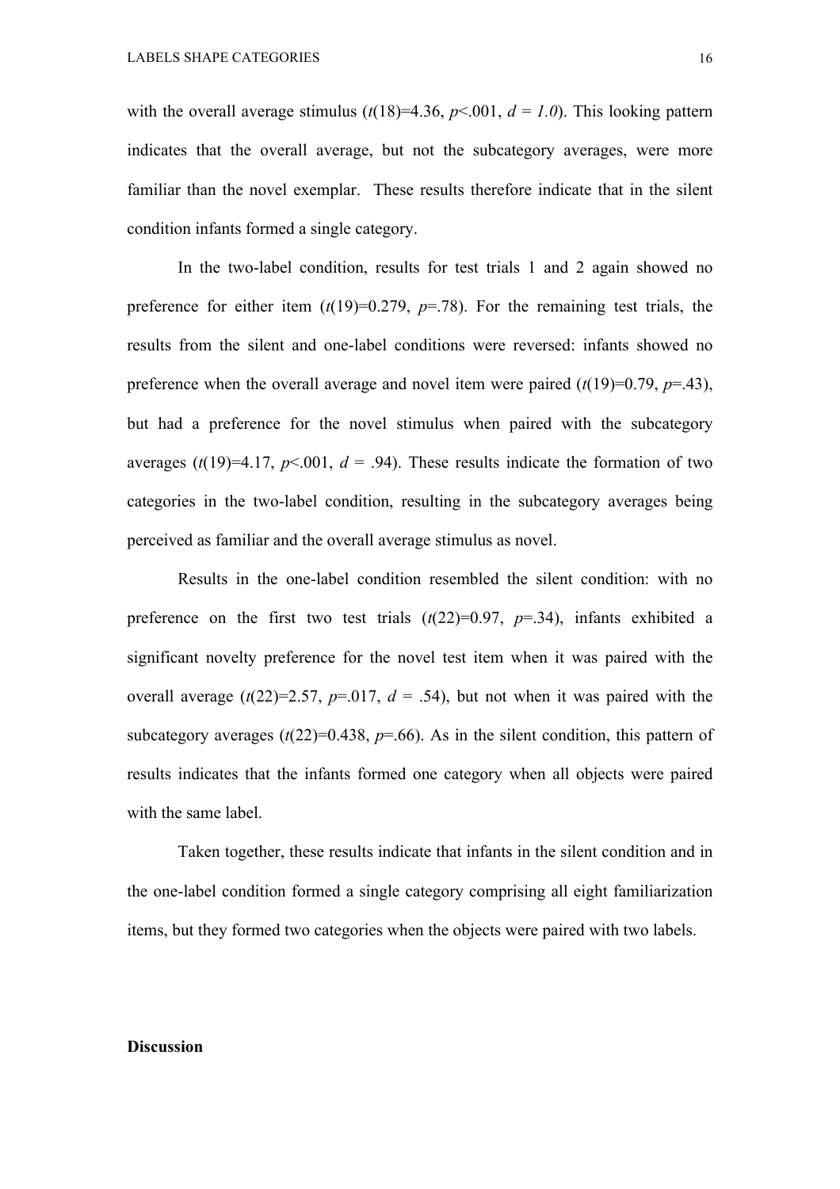with the overall average stimulus ($t(18)=4.36$, $p<.001$, $d = 1.0$). This looking pattern indicates that the overall average, but not the subcategory averages, were more familiar than the novel exemplar. These results therefore indicate that in the silent condition infants formed a single category.

In the two-label condition, results for test trials 1 and 2 again showed no preference for either item ($t(19)=0.279$, $p=.78$). For the remaining test trials, the results from the silent and one-label conditions were reversed: infants showed no preference when the overall average and novel item were paired ($t(19)=0.79$, $p=.43$), but had a preference for the novel stimulus when paired with the subcategory averages ($t(19)=4.17$, $p<.001$, $d = .94$). These results indicate the formation of two categories in the two-label condition, resulting in the subcategory averages being perceived as familiar and the overall average stimulus as novel.

Results in the one-label condition resembled the silent condition: with no preference on the first two test trials ($t(22)=0.97$, $p=.34$), infants exhibited a significant novelty preference for the novel test item when it was paired with the overall average ($t(22)=2.57$, $p=.017$, $d = .54$), but not when it was paired with the subcategory averages ($t(22)=0.438$, $p=.66$). As in the silent condition, this pattern of results indicates that the infants formed one category when all objects were paired with the same label.

Taken together, these results indicate that infants in the silent condition and in the one-label condition formed a single category comprising all eight familiarization items, but they formed two categories when the objects were paired with two labels.

## Discussion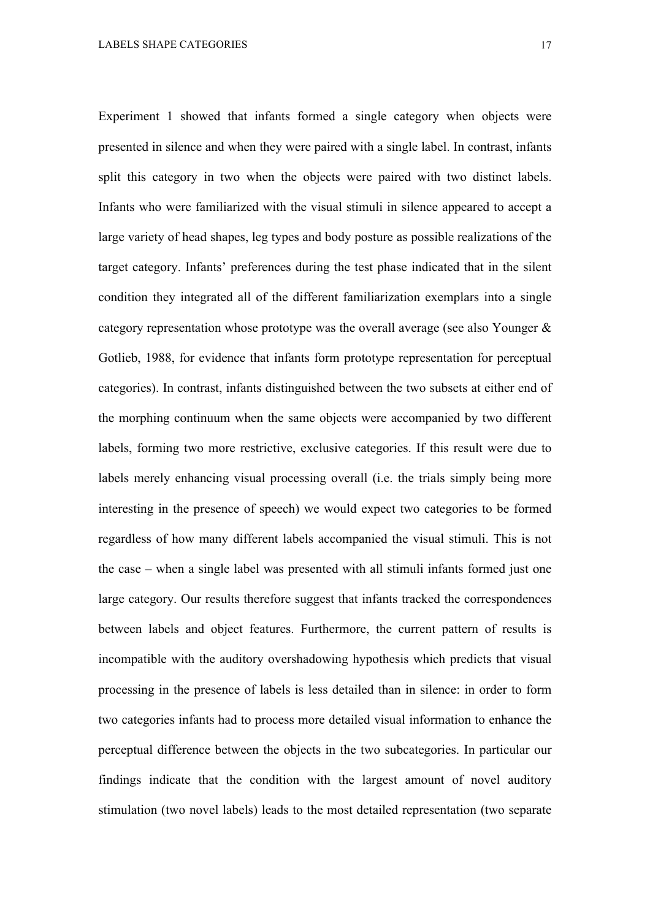Experiment 1 showed that infants formed a single category when objects were presented in silence and when they were paired with a single label. In contrast, infants split this category in two when the objects were paired with two distinct labels. Infants who were familiarized with the visual stimuli in silence appeared to accept a large variety of head shapes, leg types and body posture as possible realizations of the target category. Infants' preferences during the test phase indicated that in the silent condition they integrated all of the different familiarization exemplars into a single category representation whose prototype was the overall average (see also Younger & Gotlieb, 1988, for evidence that infants form prototype representation for perceptual categories). In contrast, infants distinguished between the two subsets at either end of the morphing continuum when the same objects were accompanied by two different labels, forming two more restrictive, exclusive categories. If this result were due to labels merely enhancing visual processing overall (i.e. the trials simply being more interesting in the presence of speech) we would expect two categories to be formed regardless of how many different labels accompanied the visual stimuli. This is not the case – when a single label was presented with all stimuli infants formed just one large category. Our results therefore suggest that infants tracked the correspondences between labels and object features. Furthermore, the current pattern of results is incompatible with the auditory overshadowing hypothesis which predicts that visual processing in the presence of labels is less detailed than in silence: in order to form two categories infants had to process more detailed visual information to enhance the perceptual difference between the objects in the two subcategories. In particular our findings indicate that the condition with the largest amount of novel auditory stimulation (two novel labels) leads to the most detailed representation (two separate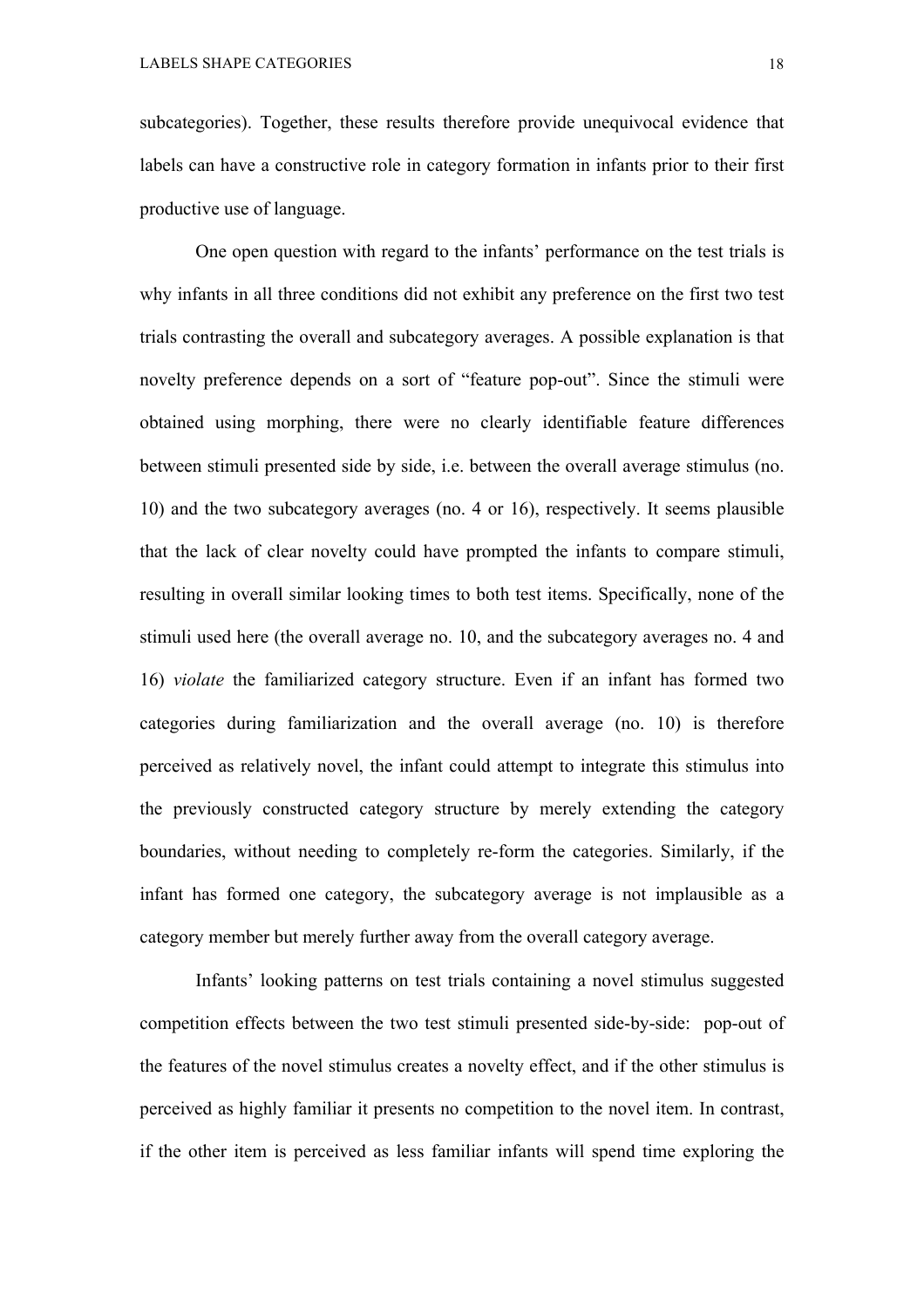subcategories). Together, these results therefore provide unequivocal evidence that labels can have a constructive role in category formation in infants prior to their first productive use of language.

One open question with regard to the infants' performance on the test trials is why infants in all three conditions did not exhibit any preference on the first two test trials contrasting the overall and subcategory averages. A possible explanation is that novelty preference depends on a sort of "feature pop-out". Since the stimuli were obtained using morphing, there were no clearly identifiable feature differences between stimuli presented side by side, i.e. between the overall average stimulus (no. 10) and the two subcategory averages (no. 4 or 16), respectively. It seems plausible that the lack of clear novelty could have prompted the infants to compare stimuli, resulting in overall similar looking times to both test items. Specifically, none of the stimuli used here (the overall average no. 10, and the subcategory averages no. 4 and 16) *violate* the familiarized category structure. Even if an infant has formed two categories during familiarization and the overall average (no. 10) is therefore perceived as relatively novel, the infant could attempt to integrate this stimulus into the previously constructed category structure by merely extending the category boundaries, without needing to completely re-form the categories. Similarly, if the infant has formed one category, the subcategory average is not implausible as a category member but merely further away from the overall category average.

Infants' looking patterns on test trials containing a novel stimulus suggested competition effects between the two test stimuli presented side-by-side: pop-out of the features of the novel stimulus creates a novelty effect, and if the other stimulus is perceived as highly familiar it presents no competition to the novel item. In contrast, if the other item is perceived as less familiar infants will spend time exploring the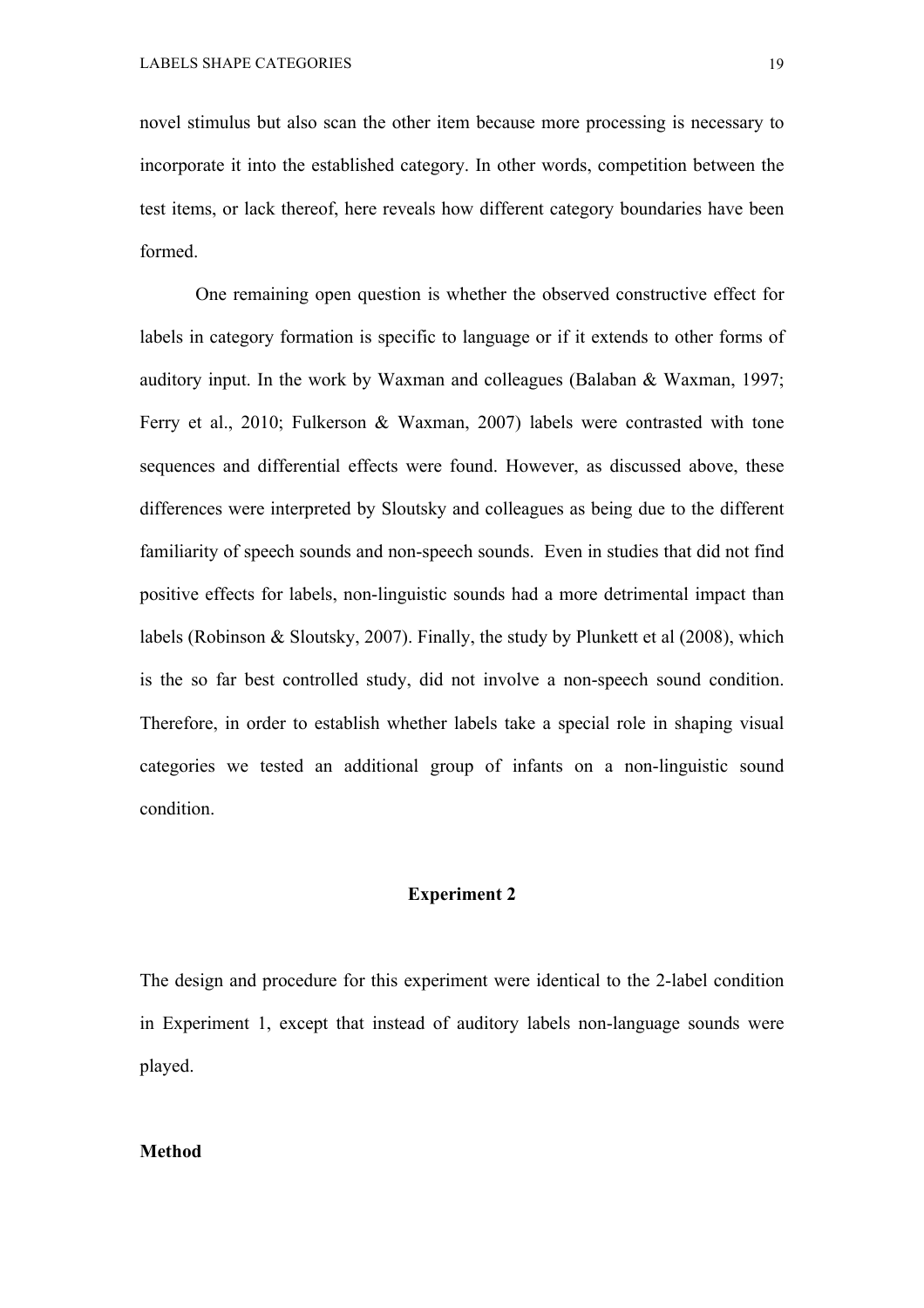novel stimulus but also scan the other item because more processing is necessary to incorporate it into the established category. In other words, competition between the test items, or lack thereof, here reveals how different category boundaries have been formed.

One remaining open question is whether the observed constructive effect for labels in category formation is specific to language or if it extends to other forms of auditory input. In the work by Waxman and colleagues (Balaban & Waxman, 1997; Ferry et al., 2010; Fulkerson & Waxman, 2007) labels were contrasted with tone sequences and differential effects were found. However, as discussed above, these differences were interpreted by Sloutsky and colleagues as being due to the different familiarity of speech sounds and non-speech sounds. Even in studies that did not find positive effects for labels, non-linguistic sounds had a more detrimental impact than labels (Robinson & Sloutsky, 2007). Finally, the study by Plunkett et al (2008), which is the so far best controlled study, did not involve a non-speech sound condition. Therefore, in order to establish whether labels take a special role in shaping visual categories we tested an additional group of infants on a non-linguistic sound condition.

## Experiment 2

The design and procedure for this experiment were identical to the 2-label condition in Experiment 1, except that instead of auditory labels non-language sounds were played.

### Method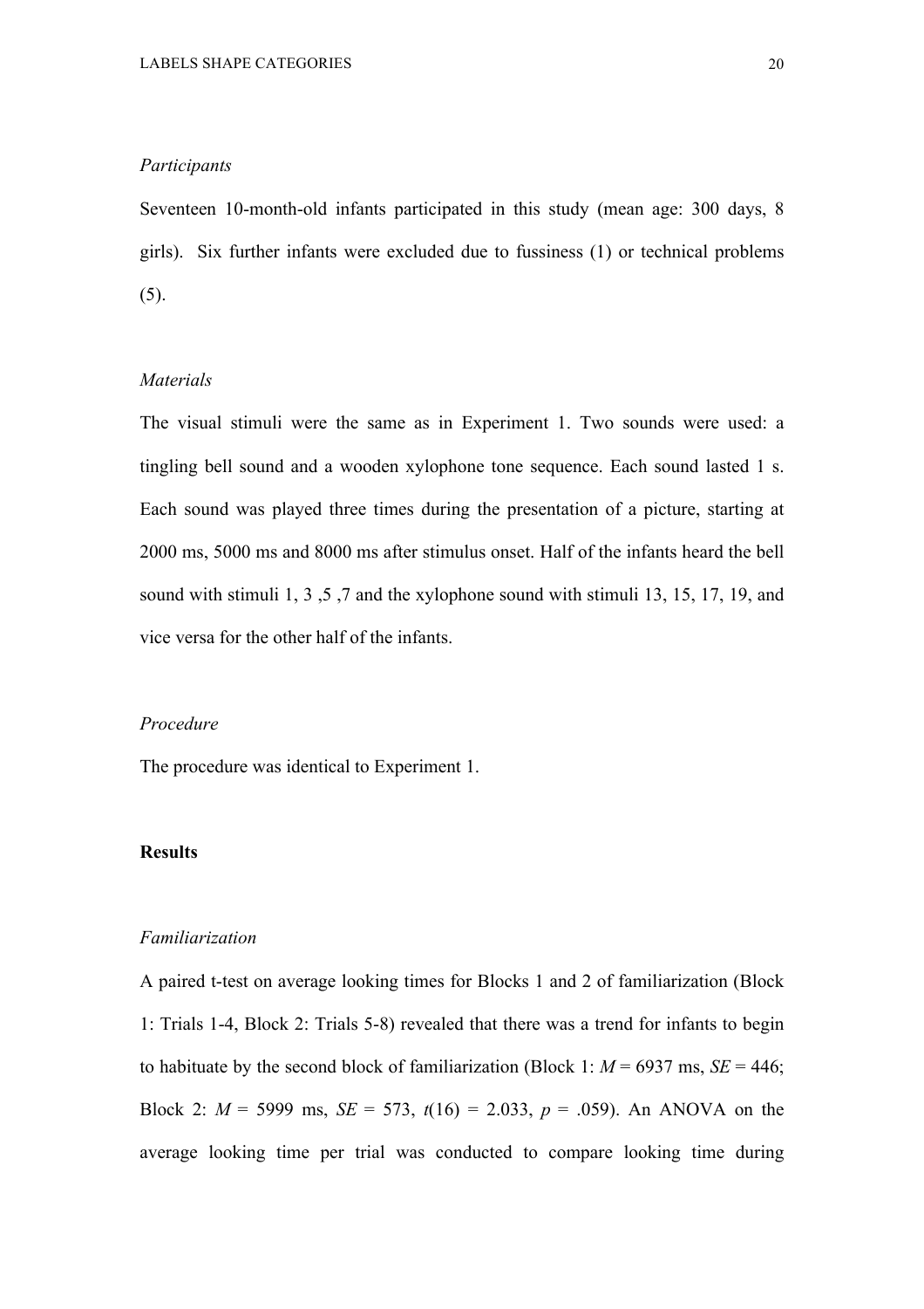*Participants*

Seventeen 10-month-old infants participated in this study (mean age: 300 days, 8 girls). Six further infants were excluded due to fussiness (1) or technical problems (5).

*Materials*

The visual stimuli were the same as in Experiment 1. Two sounds were used: a tingling bell sound and a wooden xylophone tone sequence. Each sound lasted 1 s. Each sound was played three times during the presentation of a picture, starting at 2000 ms, 5000 ms and 8000 ms after stimulus onset. Half of the infants heard the bell sound with stimuli 1, 3 ,5 ,7 and the xylophone sound with stimuli 13, 15, 17, 19, and vice versa for the other half of the infants.

*Procedure*

The procedure was identical to Experiment 1.

**Results**

*Familiarization*

A paired t-test on average looking times for Blocks 1 and 2 of familiarization (Block 1: Trials 1-4, Block 2: Trials 5-8) revealed that there was a trend for infants to begin to habituate by the second block of familiarization (Block 1: $M$ = 6937 ms, $SE$ = 446; Block 2: $M$ = 5999 ms, $SE$ = 573, $t(16)$ = 2.033, $p$ = .059). An ANOVA on the average looking time per trial was conducted to compare looking time during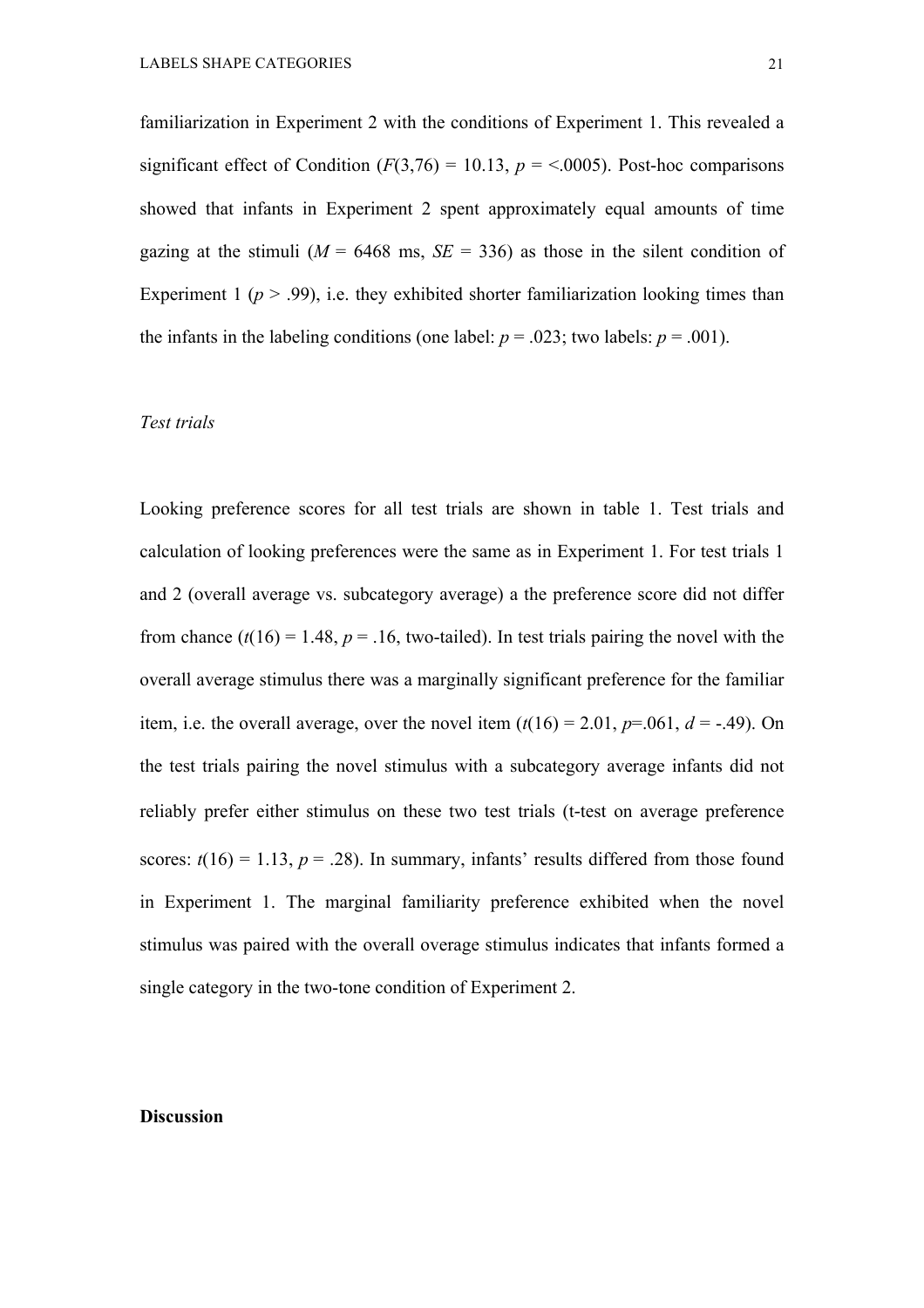familiarization in Experiment 2 with the conditions of Experiment 1. This revealed a significant effect of Condition ($F(3,76) = 10.13$, $p = <.0005$). Post-hoc comparisons showed that infants in Experiment 2 spent approximately equal amounts of time gazing at the stimuli ($M = 6468$ ms, $SE = 336$) as those in the silent condition of Experiment 1 ($p > .99$), i.e. they exhibited shorter familiarization looking times than the infants in the labeling conditions (one label: $p = .023$; two labels: $p = .001$).

*Test trials*

Looking preference scores for all test trials are shown in table 1. Test trials and calculation of looking preferences were the same as in Experiment 1. For test trials 1 and 2 (overall average vs. subcategory average) a the preference score did not differ from chance ($t(16) = 1.48$, $p = .16$, two-tailed). In test trials pairing the novel with the overall average stimulus there was a marginally significant preference for the familiar item, i.e. the overall average, over the novel item ($t(16) = 2.01$, $p=.061$, $d = -.49$). On the test trials pairing the novel stimulus with a subcategory average infants did not reliably prefer either stimulus on these two test trials (t-test on average preference scores: $t(16) = 1.13$, $p = .28$). In summary, infants' results differed from those found in Experiment 1. The marginal familiarity preference exhibited when the novel stimulus was paired with the overall overage stimulus indicates that infants formed a single category in the two-tone condition of Experiment 2.

**Discussion**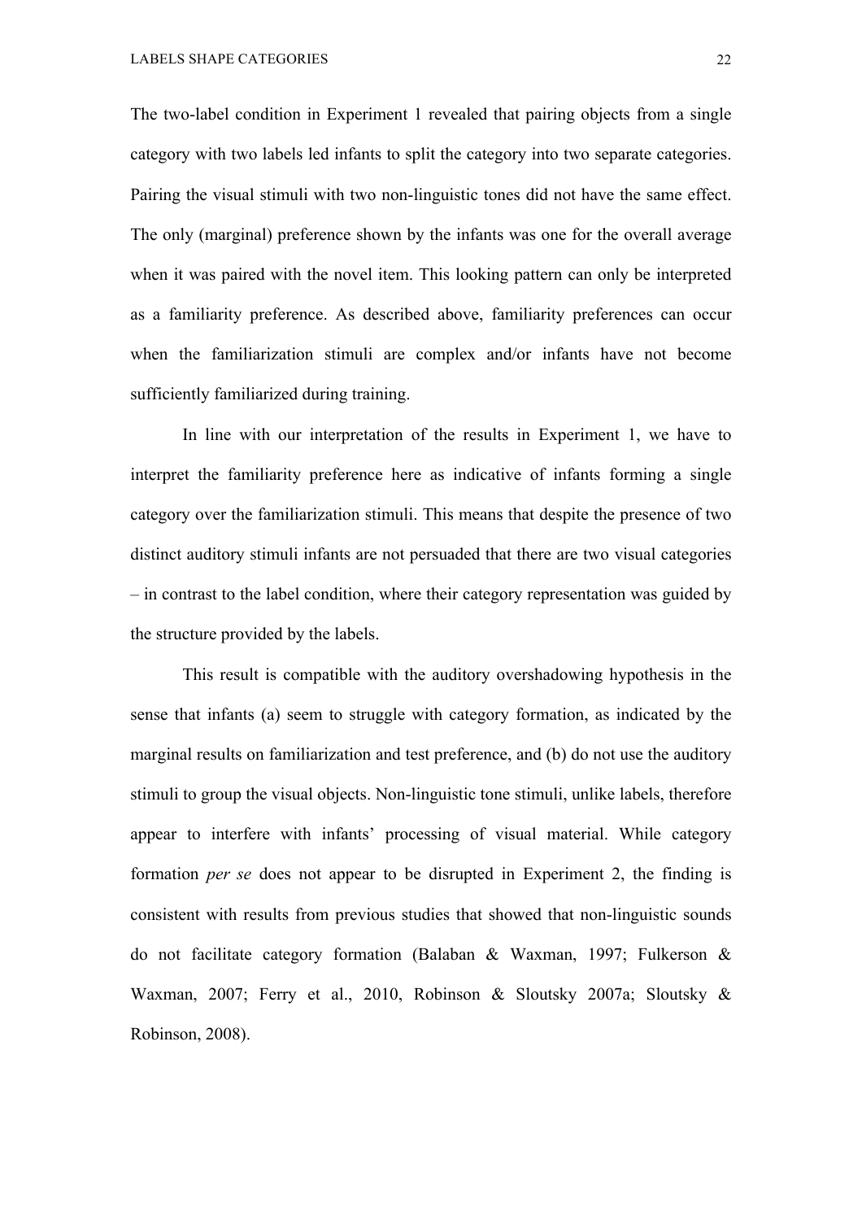The two-label condition in Experiment 1 revealed that pairing objects from a single category with two labels led infants to split the category into two separate categories. Pairing the visual stimuli with two non-linguistic tones did not have the same effect. The only (marginal) preference shown by the infants was one for the overall average when it was paired with the novel item. This looking pattern can only be interpreted as a familiarity preference. As described above, familiarity preferences can occur when the familiarization stimuli are complex and/or infants have not become sufficiently familiarized during training.

In line with our interpretation of the results in Experiment 1, we have to interpret the familiarity preference here as indicative of infants forming a single category over the familiarization stimuli. This means that despite the presence of two distinct auditory stimuli infants are not persuaded that there are two visual categories – in contrast to the label condition, where their category representation was guided by the structure provided by the labels.

This result is compatible with the auditory overshadowing hypothesis in the sense that infants (a) seem to struggle with category formation, as indicated by the marginal results on familiarization and test preference, and (b) do not use the auditory stimuli to group the visual objects. Non-linguistic tone stimuli, unlike labels, therefore appear to interfere with infants' processing of visual material. While category formation *per se* does not appear to be disrupted in Experiment 2, the finding is consistent with results from previous studies that showed that non-linguistic sounds do not facilitate category formation (Balaban & Waxman, 1997; Fulkerson & Waxman, 2007; Ferry et al., 2010, Robinson & Sloutsky 2007a; Sloutsky & Robinson, 2008).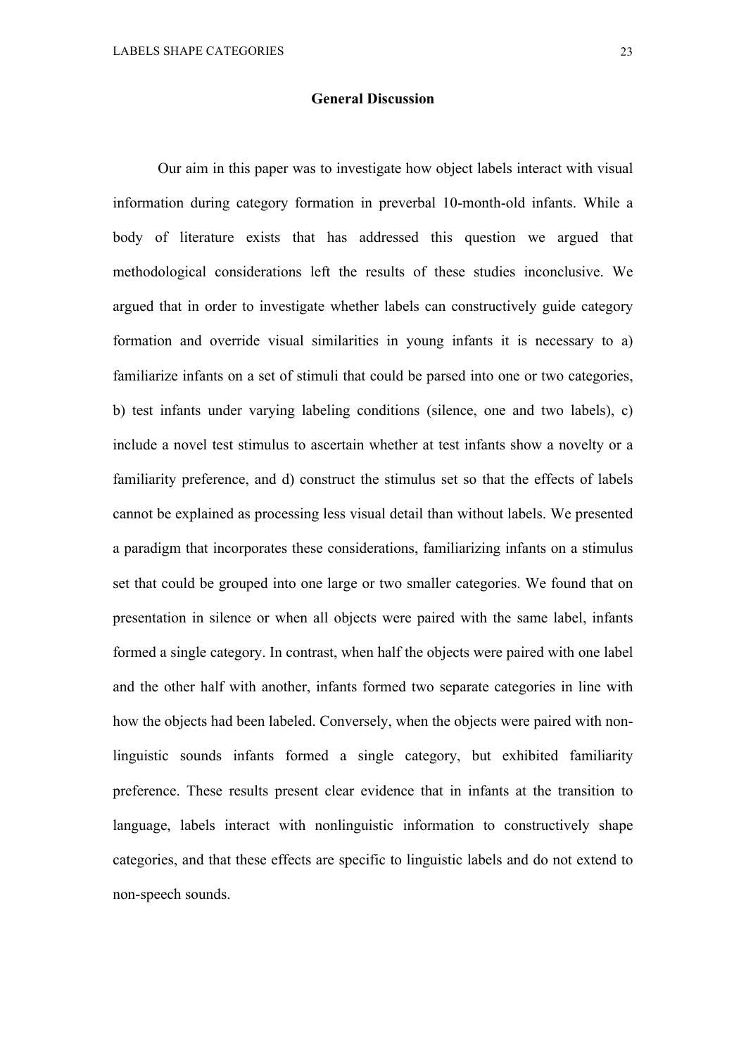## General Discussion

Our aim in this paper was to investigate how object labels interact with visual information during category formation in preverbal 10-month-old infants. While a body of literature exists that has addressed this question we argued that methodological considerations left the results of these studies inconclusive. We argued that in order to investigate whether labels can constructively guide category formation and override visual similarities in young infants it is necessary to a) familiarize infants on a set of stimuli that could be parsed into one or two categories, b) test infants under varying labeling conditions (silence, one and two labels), c) include a novel test stimulus to ascertain whether at test infants show a novelty or a familiarity preference, and d) construct the stimulus set so that the effects of labels cannot be explained as processing less visual detail than without labels. We presented a paradigm that incorporates these considerations, familiarizing infants on a stimulus set that could be grouped into one large or two smaller categories. We found that on presentation in silence or when all objects were paired with the same label, infants formed a single category. In contrast, when half the objects were paired with one label and the other half with another, infants formed two separate categories in line with how the objects had been labeled. Conversely, when the objects were paired with non-linguistic sounds infants formed a single category, but exhibited familiarity preference. These results present clear evidence that in infants at the transition to language, labels interact with nonlinguistic information to constructively shape categories, and that these effects are specific to linguistic labels and do not extend to non-speech sounds.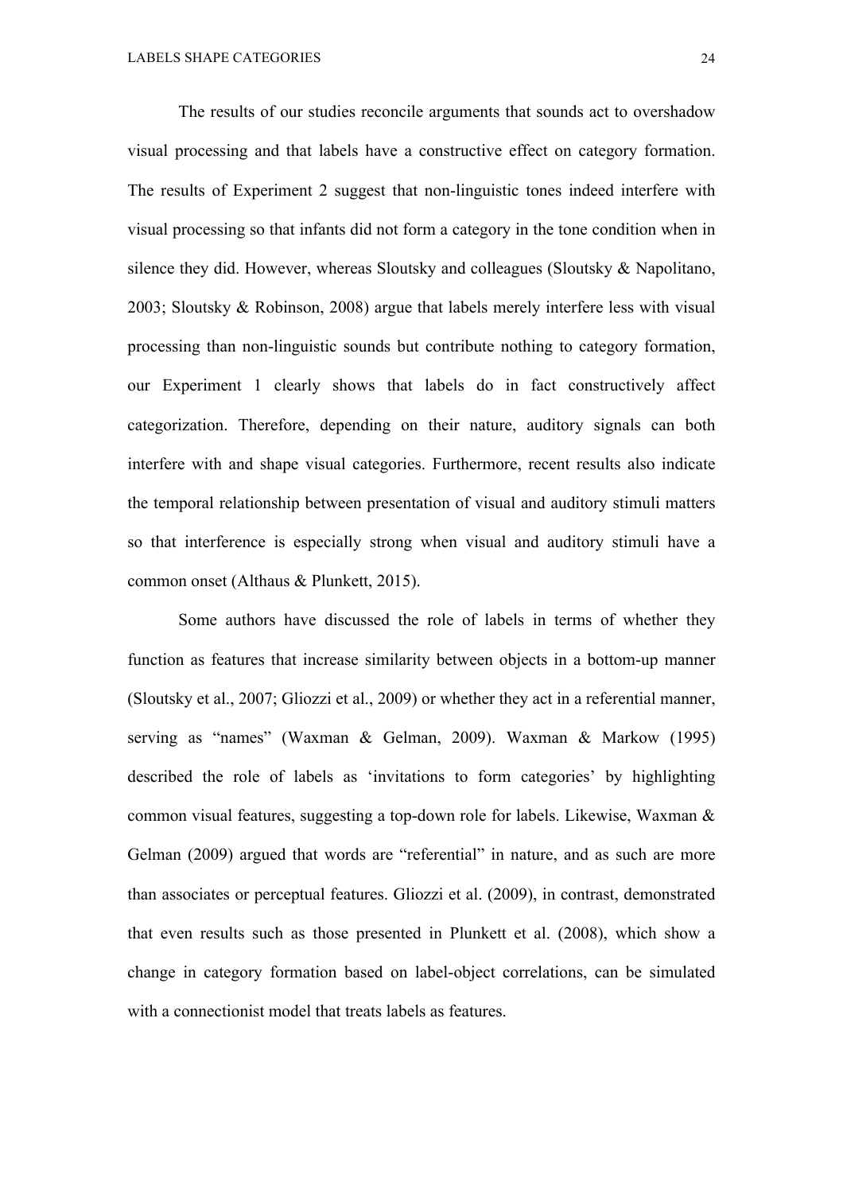The results of our studies reconcile arguments that sounds act to overshadow visual processing and that labels have a constructive effect on category formation. The results of Experiment 2 suggest that non-linguistic tones indeed interfere with visual processing so that infants did not form a category in the tone condition when in silence they did. However, whereas Sloutsky and colleagues (Sloutsky & Napolitano, 2003; Sloutsky & Robinson, 2008) argue that labels merely interfere less with visual processing than non-linguistic sounds but contribute nothing to category formation, our Experiment 1 clearly shows that labels do in fact constructively affect categorization. Therefore, depending on their nature, auditory signals can both interfere with and shape visual categories. Furthermore, recent results also indicate the temporal relationship between presentation of visual and auditory stimuli matters so that interference is especially strong when visual and auditory stimuli have a common onset (Althaus & Plunkett, 2015).

Some authors have discussed the role of labels in terms of whether they function as features that increase similarity between objects in a bottom-up manner (Sloutsky et al., 2007; Gliozzi et al., 2009) or whether they act in a referential manner, serving as "names" (Waxman & Gelman, 2009). Waxman & Markow (1995) described the role of labels as 'invitations to form categories' by highlighting common visual features, suggesting a top-down role for labels. Likewise, Waxman & Gelman (2009) argued that words are "referential" in nature, and as such are more than associates or perceptual features. Gliozzi et al. (2009), in contrast, demonstrated that even results such as those presented in Plunkett et al. (2008), which show a change in category formation based on label-object correlations, can be simulated with a connectionist model that treats labels as features.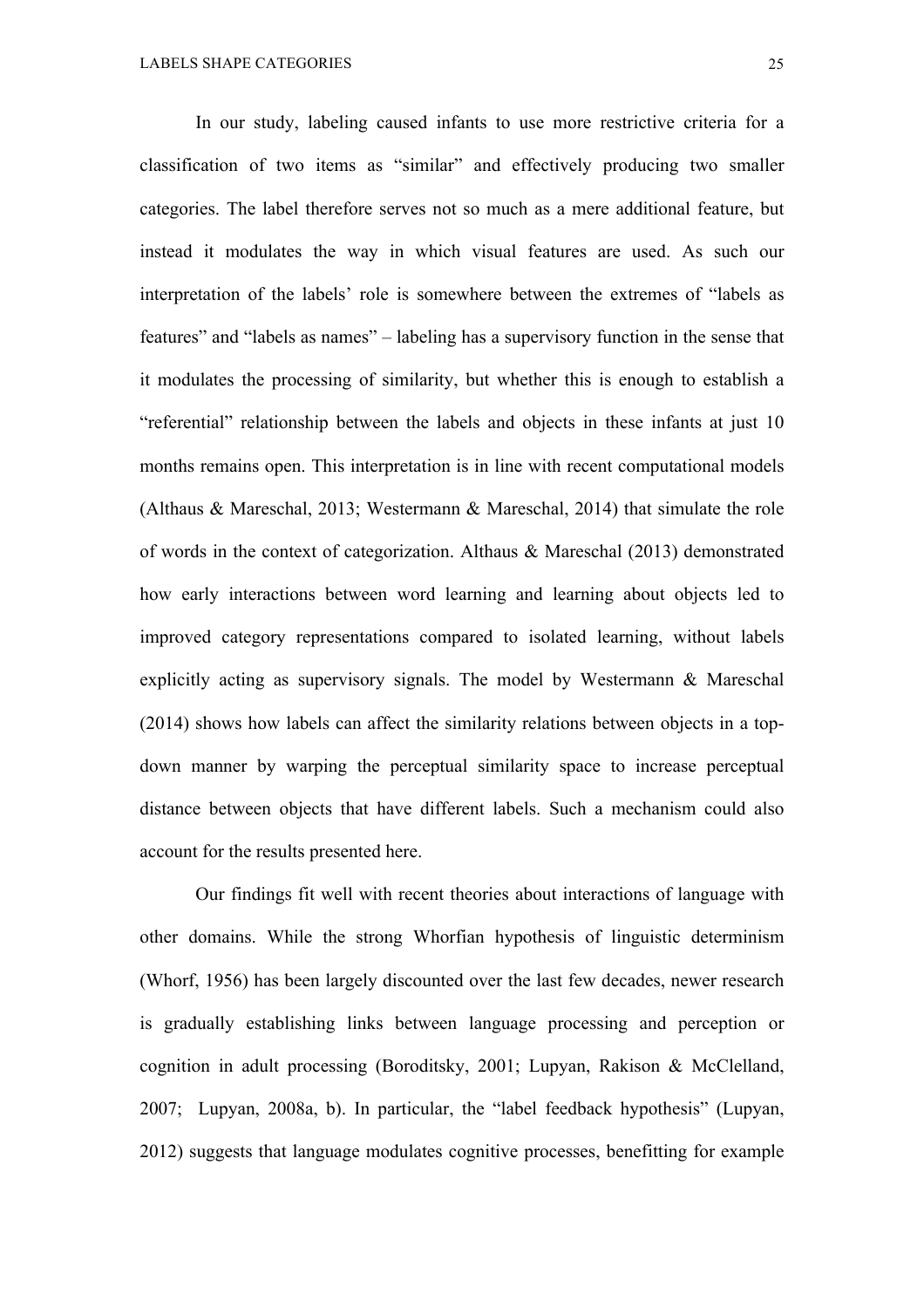In our study, labeling caused infants to use more restrictive criteria for a classification of two items as "similar" and effectively producing two smaller categories. The label therefore serves not so much as a mere additional feature, but instead it modulates the way in which visual features are used. As such our interpretation of the labels' role is somewhere between the extremes of "labels as features" and "labels as names" – labeling has a supervisory function in the sense that it modulates the processing of similarity, but whether this is enough to establish a "referential" relationship between the labels and objects in these infants at just 10 months remains open. This interpretation is in line with recent computational models (Althaus & Mareschal, 2013; Westermann & Mareschal, 2014) that simulate the role of words in the context of categorization. Althaus & Mareschal (2013) demonstrated how early interactions between word learning and learning about objects led to improved category representations compared to isolated learning, without labels explicitly acting as supervisory signals. The model by Westermann & Mareschal (2014) shows how labels can affect the similarity relations between objects in a top-down manner by warping the perceptual similarity space to increase perceptual distance between objects that have different labels. Such a mechanism could also account for the results presented here.

Our findings fit well with recent theories about interactions of language with other domains. While the strong Whorfian hypothesis of linguistic determinism (Whorf, 1956) has been largely discounted over the last few decades, newer research is gradually establishing links between language processing and perception or cognition in adult processing (Boroditsky, 2001; Lupyan, Rakison & McClelland, 2007; Lupyan, 2008a, b). In particular, the "label feedback hypothesis" (Lupyan, 2012) suggests that language modulates cognitive processes, benefitting for example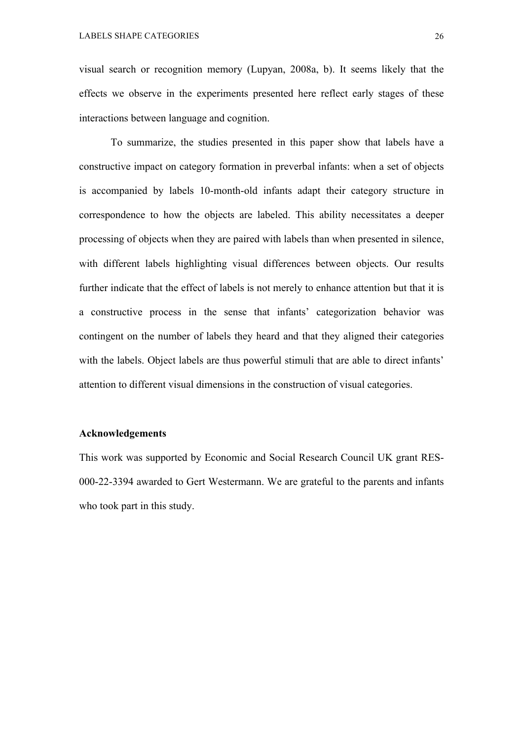visual search or recognition memory (Lupyan, 2008a, b). It seems likely that the effects we observe in the experiments presented here reflect early stages of these interactions between language and cognition.

To summarize, the studies presented in this paper show that labels have a constructive impact on category formation in preverbal infants: when a set of objects is accompanied by labels 10-month-old infants adapt their category structure in correspondence to how the objects are labeled. This ability necessitates a deeper processing of objects when they are paired with labels than when presented in silence, with different labels highlighting visual differences between objects. Our results further indicate that the effect of labels is not merely to enhance attention but that it is a constructive process in the sense that infants' categorization behavior was contingent on the number of labels they heard and that they aligned their categories with the labels. Object labels are thus powerful stimuli that are able to direct infants' attention to different visual dimensions in the construction of visual categories.

## Acknowledgements

This work was supported by Economic and Social Research Council UK grant RES-000-22-3394 awarded to Gert Westermann. We are grateful to the parents and infants who took part in this study.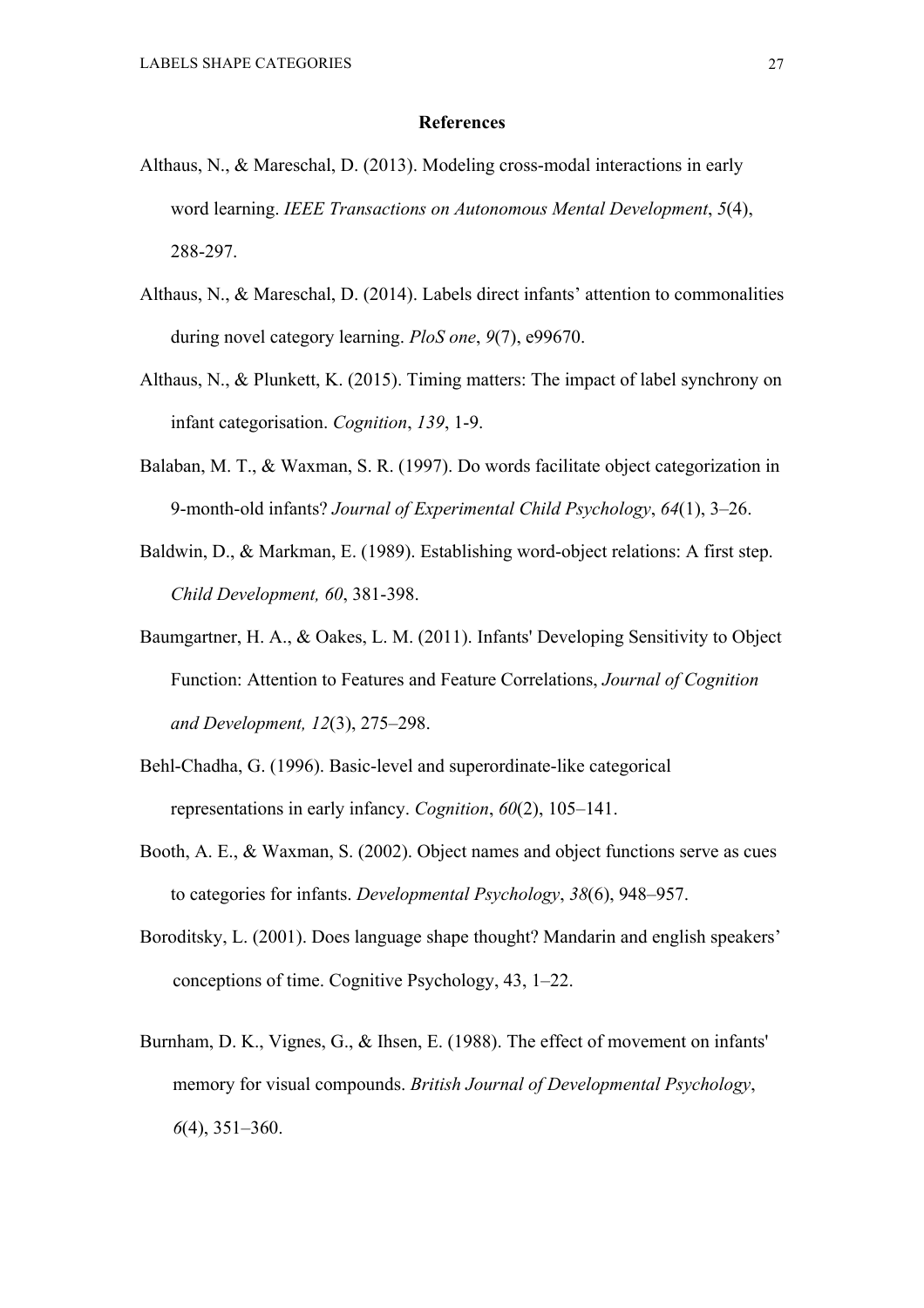## References

Althaus, N., & Mareschal, D. (2013). Modeling cross-modal interactions in early word learning. *IEEE Transactions on Autonomous Mental Development*, *5*(4), 288-297.

Althaus, N., & Mareschal, D. (2014). Labels direct infants' attention to commonalities during novel category learning. *PloS one*, *9*(7), e99670.

Althaus, N., & Plunkett, K. (2015). Timing matters: The impact of label synchrony on infant categorisation. *Cognition*, *139*, 1-9.

Balaban, M. T., & Waxman, S. R. (1997). Do words facilitate object categorization in 9-month-old infants? *Journal of Experimental Child Psychology*, *64*(1), 3–26.

Baldwin, D., & Markman, E. (1989). Establishing word-object relations: A first step. *Child Development, 60*, 381-398.

Baumgartner, H. A., & Oakes, L. M. (2011). Infants' Developing Sensitivity to Object Function: Attention to Features and Feature Correlations, *Journal of Cognition and Development, 12*(3), 275–298.

Behl-Chadha, G. (1996). Basic-level and superordinate-like categorical representations in early infancy. *Cognition*, *60*(2), 105–141.

Booth, A. E., & Waxman, S. (2002). Object names and object functions serve as cues to categories for infants. *Developmental Psychology*, *38*(6), 948–957.

Boroditsky, L. (2001). Does language shape thought? Mandarin and english speakers' conceptions of time. Cognitive Psychology, 43, 1–22.

Burnham, D. K., Vignes, G., & Ihsen, E. (1988). The effect of movement on infants' memory for visual compounds. *British Journal of Developmental Psychology*, *6*(4), 351–360.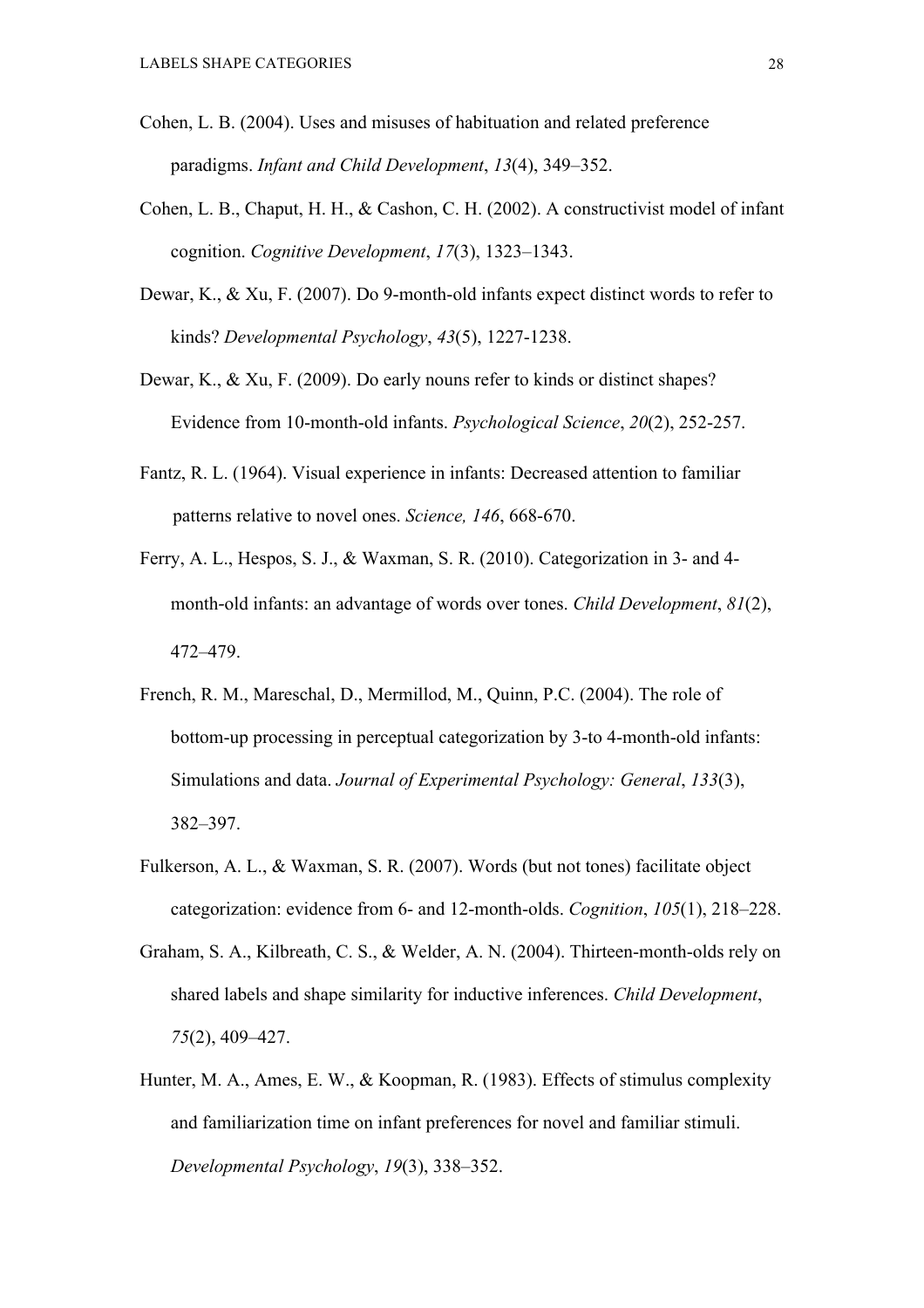Cohen, L. B. (2004). Uses and misuses of habituation and related preference paradigms. *Infant and Child Development*, *13*(4), 349–352.

Cohen, L. B., Chaput, H. H., & Cashon, C. H. (2002). A constructivist model of infant cognition. *Cognitive Development*, *17*(3), 1323–1343.

Dewar, K., & Xu, F. (2007). Do 9-month-old infants expect distinct words to refer to kinds? *Developmental Psychology*, *43*(5), 1227-1238.

Dewar, K., & Xu, F. (2009). Do early nouns refer to kinds or distinct shapes? Evidence from 10-month-old infants. *Psychological Science*, *20*(2), 252-257.

Fantz, R. L. (1964). Visual experience in infants: Decreased attention to familiar patterns relative to novel ones. *Science, 146*, 668-670.

Ferry, A. L., Hespos, S. J., & Waxman, S. R. (2010). Categorization in 3- and 4-month-old infants: an advantage of words over tones. *Child Development*, *81*(2), 472–479.

French, R. M., Mareschal, D., Mermillod, M., Quinn, P.C. (2004). The role of bottom-up processing in perceptual categorization by 3-to 4-month-old infants: Simulations and data. *Journal of Experimental Psychology: General*, *133*(3), 382–397.

Fulkerson, A. L., & Waxman, S. R. (2007). Words (but not tones) facilitate object categorization: evidence from 6- and 12-month-olds. *Cognition*, *105*(1), 218–228.

Graham, S. A., Kilbreath, C. S., & Welder, A. N. (2004). Thirteen-month-olds rely on shared labels and shape similarity for inductive inferences. *Child Development*, *75*(2), 409–427.

Hunter, M. A., Ames, E. W., & Koopman, R. (1983). Effects of stimulus complexity and familiarization time on infant preferences for novel and familiar stimuli. *Developmental Psychology*, *19*(3), 338–352.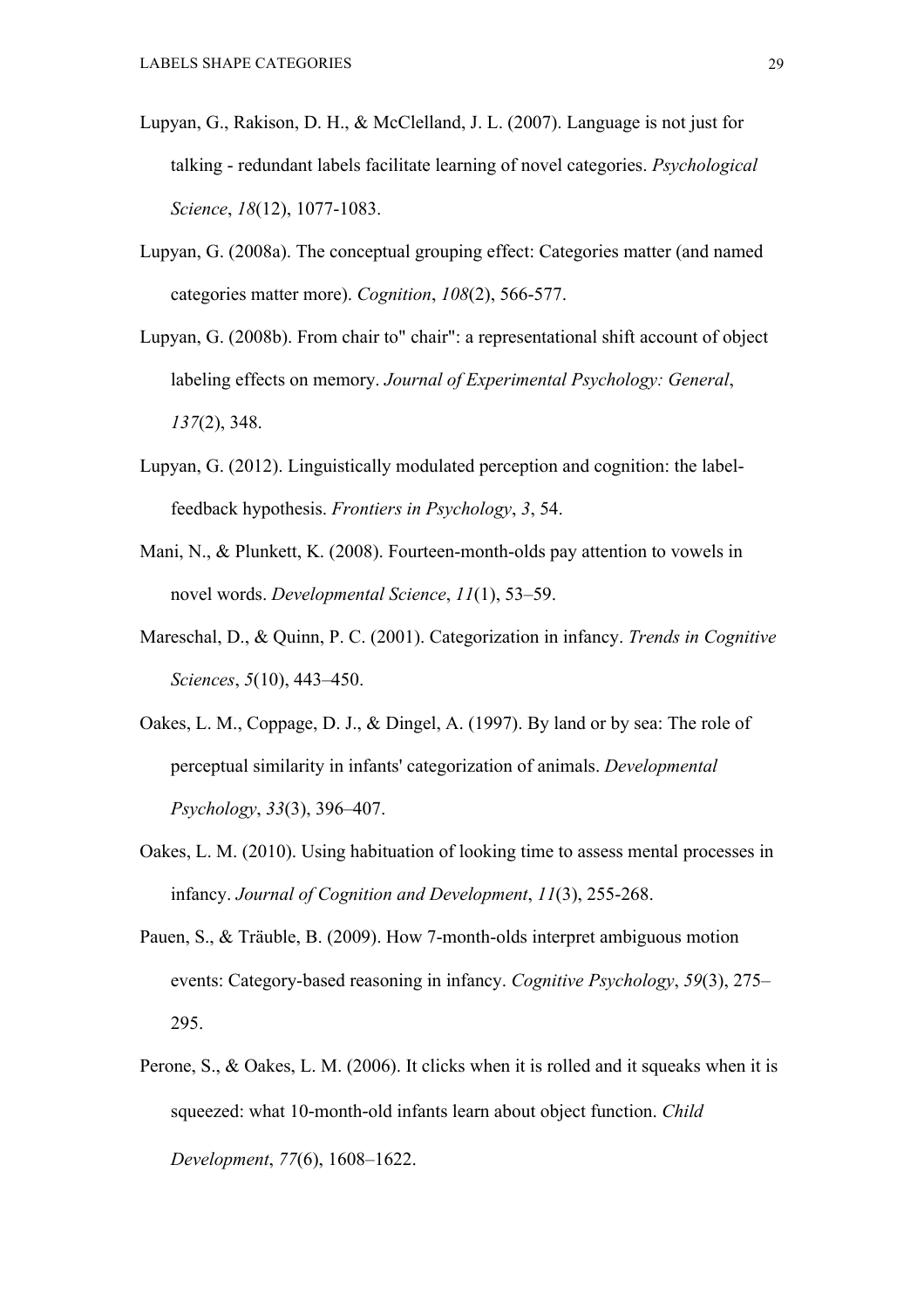Lupyan, G., Rakison, D. H., & McClelland, J. L. (2007). Language is not just for talking - redundant labels facilitate learning of novel categories. *Psychological Science*, *18*(12), 1077-1083.

Lupyan, G. (2008a). The conceptual grouping effect: Categories matter (and named categories matter more). *Cognition*, *108*(2), 566-577.

Lupyan, G. (2008b). From chair to" chair": a representational shift account of object labeling effects on memory. *Journal of Experimental Psychology: General*, *137*(2), 348.

Lupyan, G. (2012). Linguistically modulated perception and cognition: the label-feedback hypothesis. *Frontiers in Psychology*, *3*, 54.

Mani, N., & Plunkett, K. (2008). Fourteen-month-olds pay attention to vowels in novel words. *Developmental Science*, *11*(1), 53–59.

Mareschal, D., & Quinn, P. C. (2001). Categorization in infancy. *Trends in Cognitive Sciences*, *5*(10), 443–450.

Oakes, L. M., Coppage, D. J., & Dingel, A. (1997). By land or by sea: The role of perceptual similarity in infants' categorization of animals. *Developmental Psychology*, *33*(3), 396–407.

Oakes, L. M. (2010). Using habituation of looking time to assess mental processes in infancy. *Journal of Cognition and Development*, *11*(3), 255-268.

Pauen, S., & Träuble, B. (2009). How 7-month-olds interpret ambiguous motion events: Category-based reasoning in infancy. *Cognitive Psychology*, *59*(3), 275–295.

Perone, S., & Oakes, L. M. (2006). It clicks when it is rolled and it squeaks when it is squeezed: what 10-month-old infants learn about object function. *Child Development*, *77*(6), 1608–1622.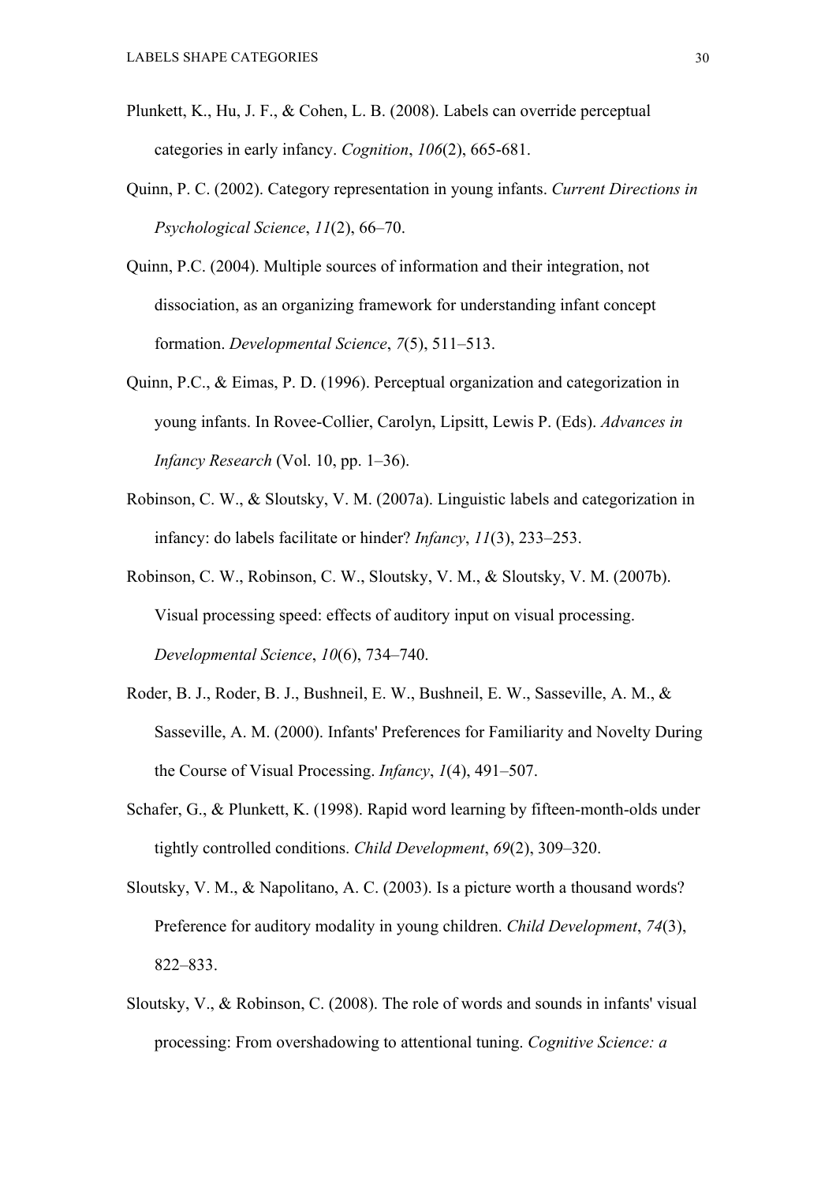Plunkett, K., Hu, J. F., & Cohen, L. B. (2008). Labels can override perceptual categories in early infancy. *Cognition*, *106*(2), 665-681.

Quinn, P. C. (2002). Category representation in young infants. *Current Directions in Psychological Science*, *11*(2), 66–70.

Quinn, P.C. (2004). Multiple sources of information and their integration, not dissociation, as an organizing framework for understanding infant concept formation. *Developmental Science*, *7*(5), 511–513.

Quinn, P.C., & Eimas, P. D. (1996). Perceptual organization and categorization in young infants. In Rovee-Collier, Carolyn, Lipsitt, Lewis P. (Eds). *Advances in Infancy Research* (Vol. 10, pp. 1–36).

Robinson, C. W., & Sloutsky, V. M. (2007a). Linguistic labels and categorization in infancy: do labels facilitate or hinder? *Infancy*, *11*(3), 233–253.

Robinson, C. W., Robinson, C. W., Sloutsky, V. M., & Sloutsky, V. M. (2007b). Visual processing speed: effects of auditory input on visual processing. *Developmental Science*, *10*(6), 734–740.

Roder, B. J., Roder, B. J., Bushneil, E. W., Bushneil, E. W., Sasseville, A. M., & Sasseville, A. M. (2000). Infants' Preferences for Familiarity and Novelty During the Course of Visual Processing. *Infancy*, *1*(4), 491–507.

Schafer, G., & Plunkett, K. (1998). Rapid word learning by fifteen-month-olds under tightly controlled conditions. *Child Development*, *69*(2), 309–320.

Sloutsky, V. M., & Napolitano, A. C. (2003). Is a picture worth a thousand words? Preference for auditory modality in young children. *Child Development*, *74*(3), 822–833.

Sloutsky, V., & Robinson, C. (2008). The role of words and sounds in infants' visual processing: From overshadowing to attentional tuning. *Cognitive Science: a*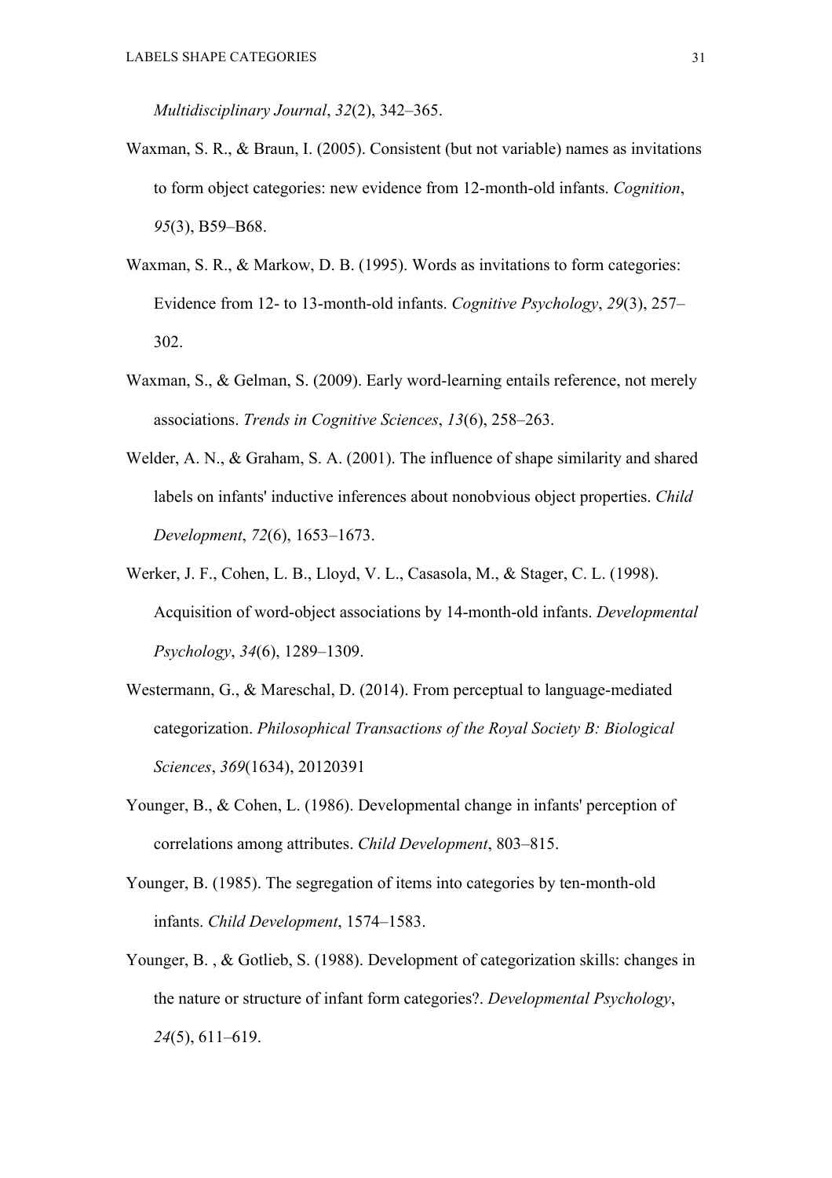*Multidisciplinary Journal*, *32*(2), 342–365.

Waxman, S. R., & Braun, I. (2005). Consistent (but not variable) names as invitations to form object categories: new evidence from 12-month-old infants. *Cognition*, *95*(3), B59–B68.

Waxman, S. R., & Markow, D. B. (1995). Words as invitations to form categories: Evidence from 12- to 13-month-old infants. *Cognitive Psychology*, *29*(3), 257–302.

Waxman, S., & Gelman, S. (2009). Early word-learning entails reference, not merely associations. *Trends in Cognitive Sciences*, *13*(6), 258–263.

Welder, A. N., & Graham, S. A. (2001). The influence of shape similarity and shared labels on infants' inductive inferences about nonobvious object properties. *Child Development*, *72*(6), 1653–1673.

Werker, J. F., Cohen, L. B., Lloyd, V. L., Casasola, M., & Stager, C. L. (1998). Acquisition of word-object associations by 14-month-old infants. *Developmental Psychology*, *34*(6), 1289–1309.

Westermann, G., & Mareschal, D. (2014). From perceptual to language-mediated categorization. *Philosophical Transactions of the Royal Society B: Biological Sciences*, *369*(1634), 20120391

Younger, B., & Cohen, L. (1986). Developmental change in infants' perception of correlations among attributes. *Child Development*, 803–815.

Younger, B. (1985). The segregation of items into categories by ten-month-old infants. *Child Development*, 1574–1583.

Younger, B. , & Gotlieb, S. (1988). Development of categorization skills: changes in the nature or structure of infant form categories?. *Developmental Psychology*, *24*(5), 611–619.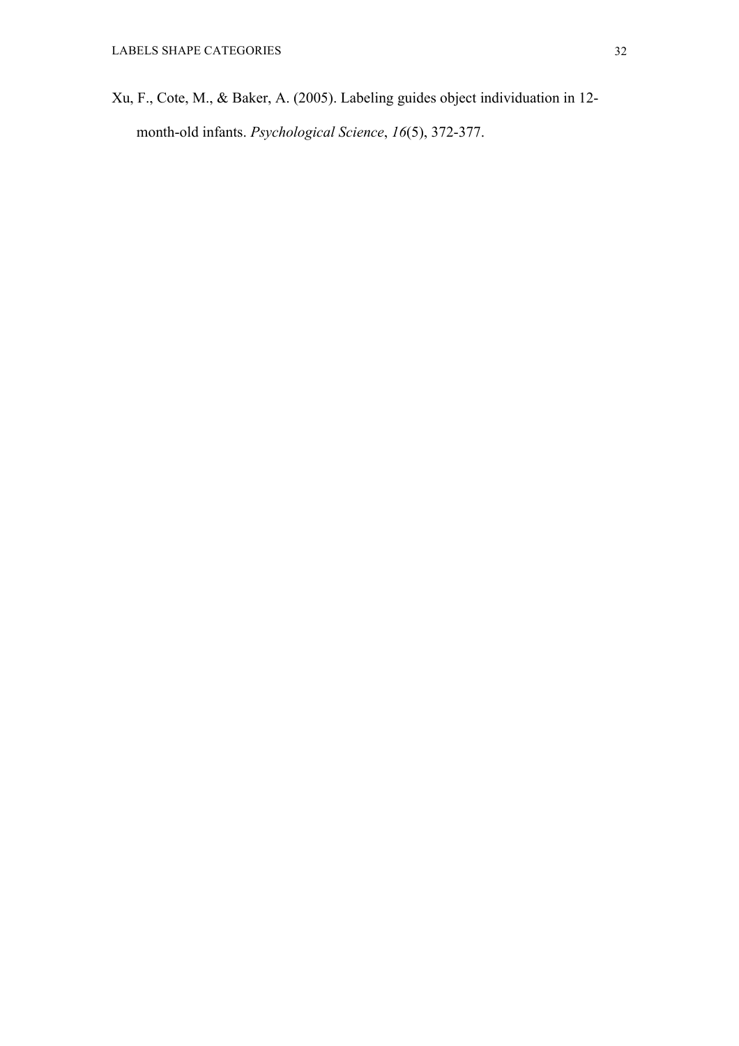Xu, F., Cote, M., & Baker, A. (2005). Labeling guides object individuation in 12-month-old infants. *Psychological Science*, *16*(5), 372-377.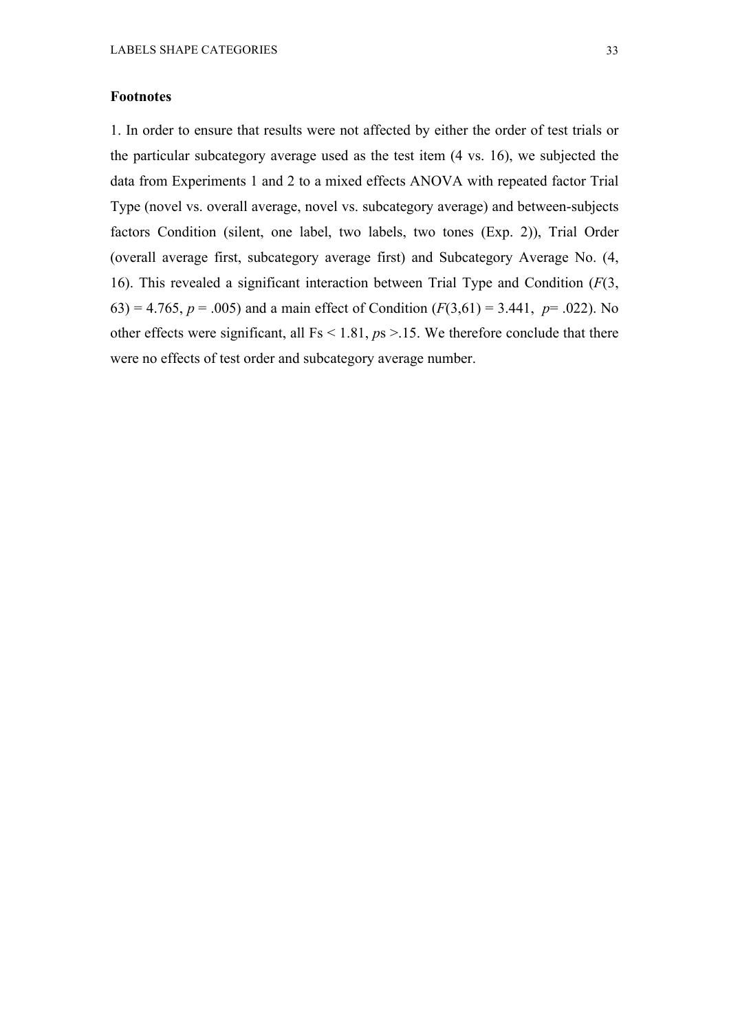**Footnotes**

1. In order to ensure that results were not affected by either the order of test trials or the particular subcategory average used as the test item (4 vs. 16), we subjected the data from Experiments 1 and 2 to a mixed effects ANOVA with repeated factor Trial Type (novel vs. overall average, novel vs. subcategory average) and between-subjects factors Condition (silent, one label, two labels, two tones (Exp. 2)), Trial Order (overall average first, subcategory average first) and Subcategory Average No. (4, 16). This revealed a significant interaction between Trial Type and Condition ($F(3, 63) = 4.765$, $p = .005$) and a main effect of Condition ($F(3,61) = 3.441$, $p = .022$). No other effects were significant, all $Fs < 1.81$, $ps > .15$. We therefore conclude that there were no effects of test order and subcategory average number.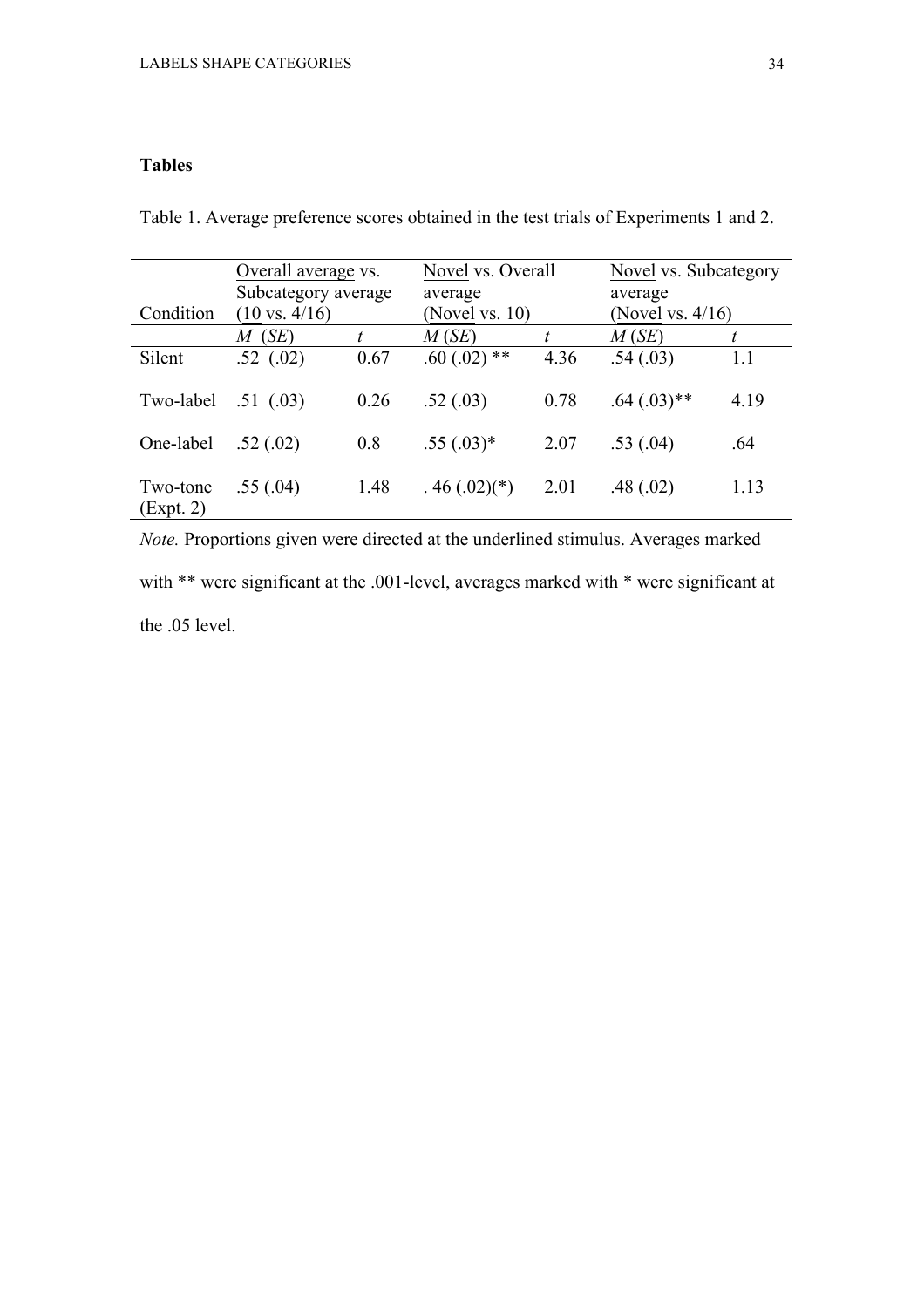**Tables**

Table 1. Average preference scores obtained in the test trials of Experiments 1 and 2.

| Condition | Overall average vs. Subcategory average (10 vs. 4/16) | | Novel vs. Overall average (Novel vs. 10) | | Novel vs. Subcategory average (Novel vs. 4/16) | |
|---|---|---|---|---|---|---|
| | *M* (*SE*) | *t* | *M* (*SE*) | *t* | *M* (*SE*) | *t* |
| Silent | .52 (.02) | 0.67 | .60 (.02) ** | 4.36 | .54 (.03) | 1.1 |
| Two-label | .51 (.03) | 0.26 | .52 (.03) | 0.78 | .64 (.03)** | 4.19 |
| One-label | .52 (.02) | 0.8 | .55 (.03)* | 2.07 | .53 (.04) | .64 |
| Two-tone (Expt. 2) | .55 (.04) | 1.48 | . 46 (.02)(*) | 2.01 | .48 (.02) | 1.13 |

*Note.* Proportions given were directed at the underlined stimulus. Averages marked with ** were significant at the .001-level, averages marked with * were significant at the .05 level.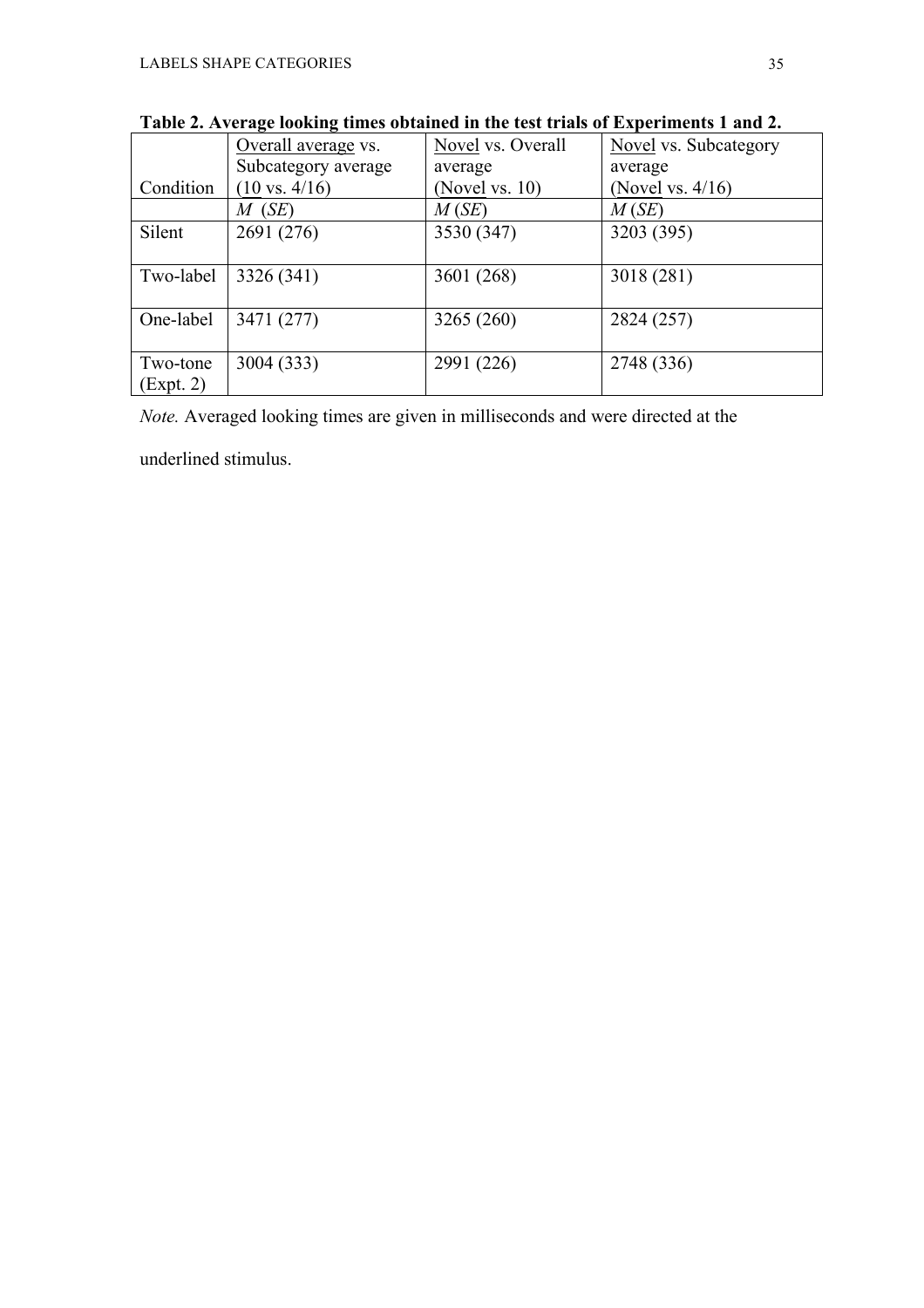**Table 2. Average looking times obtained in the test trials of Experiments 1 and 2.**

| Condition | Overall average vs. Subcategory average (10 vs. 4/16) | Novel vs. Overall average (Novel vs. 10) | Novel vs. Subcategory average (Novel vs. 4/16) |
|---|---|---|---|
| | *M* (*SE*) | *M* (*SE*) | *M* (*SE*) |
| Silent | 2691 (276) | 3530 (347) | 3203 (395) |
| Two-label | 3326 (341) | 3601 (268) | 3018 (281) |
| One-label | 3471 (277) | 3265 (260) | 2824 (257) |
| Two-tone (Expt. 2) | 3004 (333) | 2991 (226) | 2748 (336) |

*Note.* Averaged looking times are given in milliseconds and were directed at the underlined stimulus.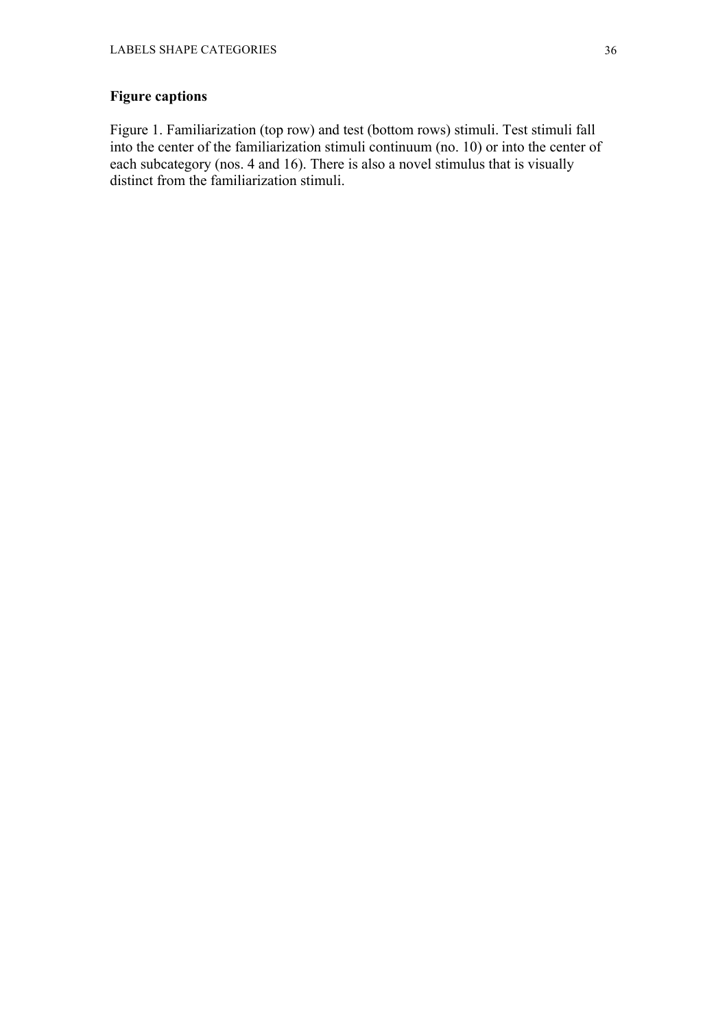## Figure captions

Figure 1. Familiarization (top row) and test (bottom rows) stimuli. Test stimuli fall into the center of the familiarization stimuli continuum (no. 10) or into the center of each subcategory (nos. 4 and 16). There is also a novel stimulus that is visually distinct from the familiarization stimuli.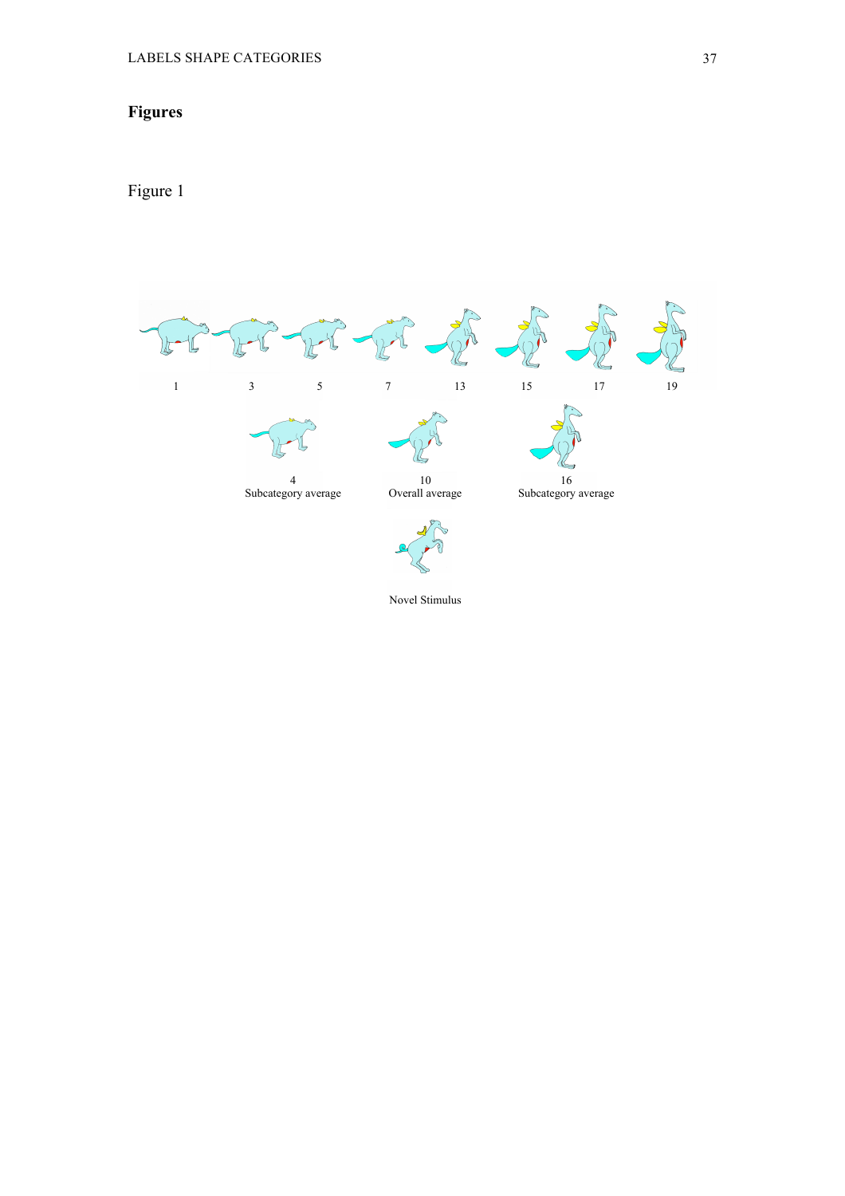# Figures

Figure 1

1
3
5
7
13
15
17
19

4
Subcategory average

10
Overall average

16
Subcategory average

Novel Stimulus